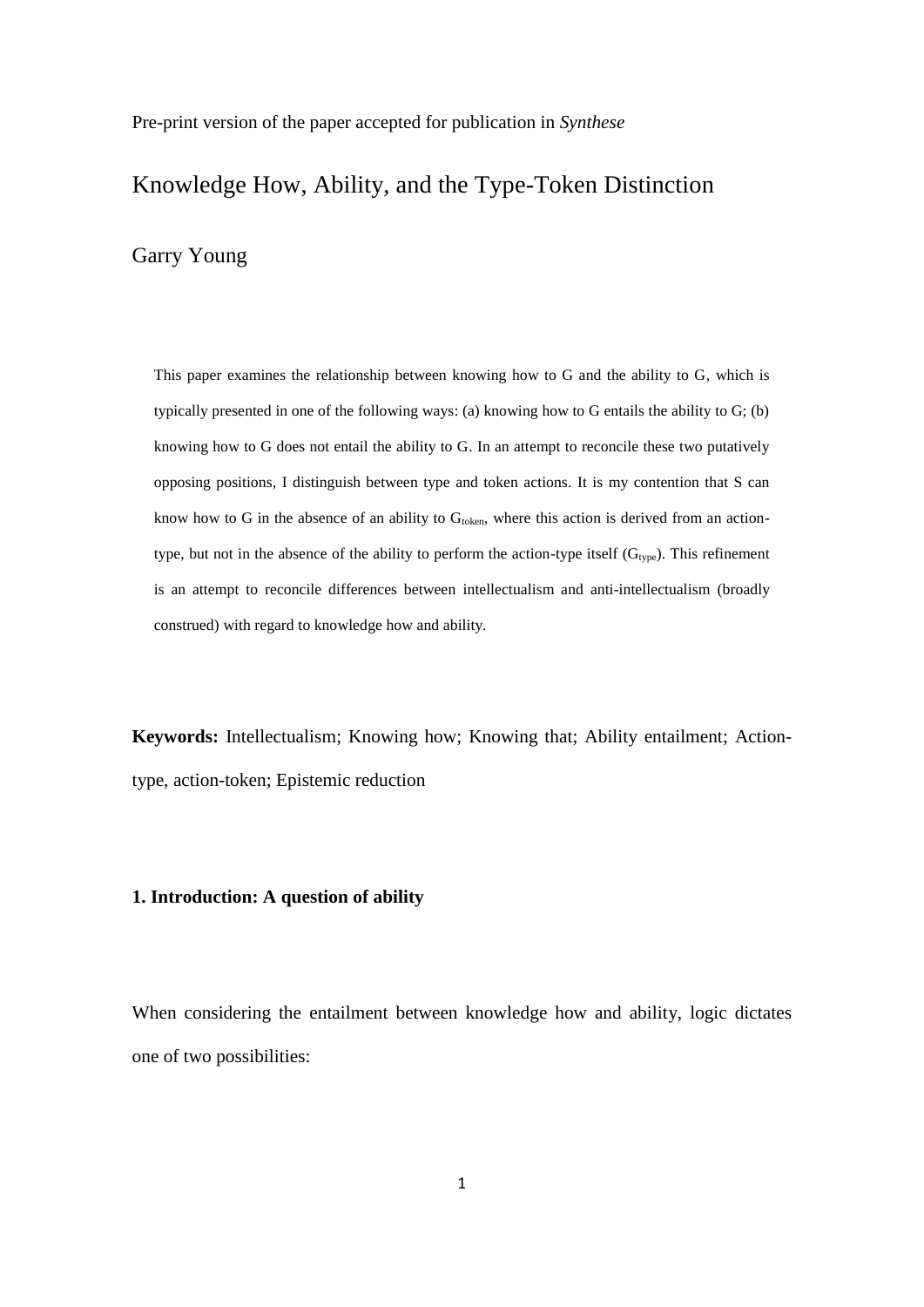Pre-print version of the paper accepted for publication in *Synthese*

# Knowledge How, Ability, and the Type-Token Distinction

Garry Young

> This paper examines the relationship between knowing how to G and the ability to G, which is typically presented in one of the following ways: (a) knowing how to G entails the ability to G; (b) knowing how to G does not entail the ability to G. In an attempt to reconcile these two putatively opposing positions, I distinguish between type and token actions. It is my contention that S can know how to G in the absence of an ability to $G_{token}$, where this action is derived from an action-type, but not in the absence of the ability to perform the action-type itself ($G_{type}$). This refinement is an attempt to reconcile differences between intellectualism and anti-intellectualism (broadly construed) with regard to knowledge how and ability.

**Keywords:** Intellectualism; Knowing how; Knowing that; Ability entailment; Action-type, action-token; Epistemic reduction

## 1. Introduction: A question of ability

When considering the entailment between knowledge how and ability, logic dictates one of two possibilities: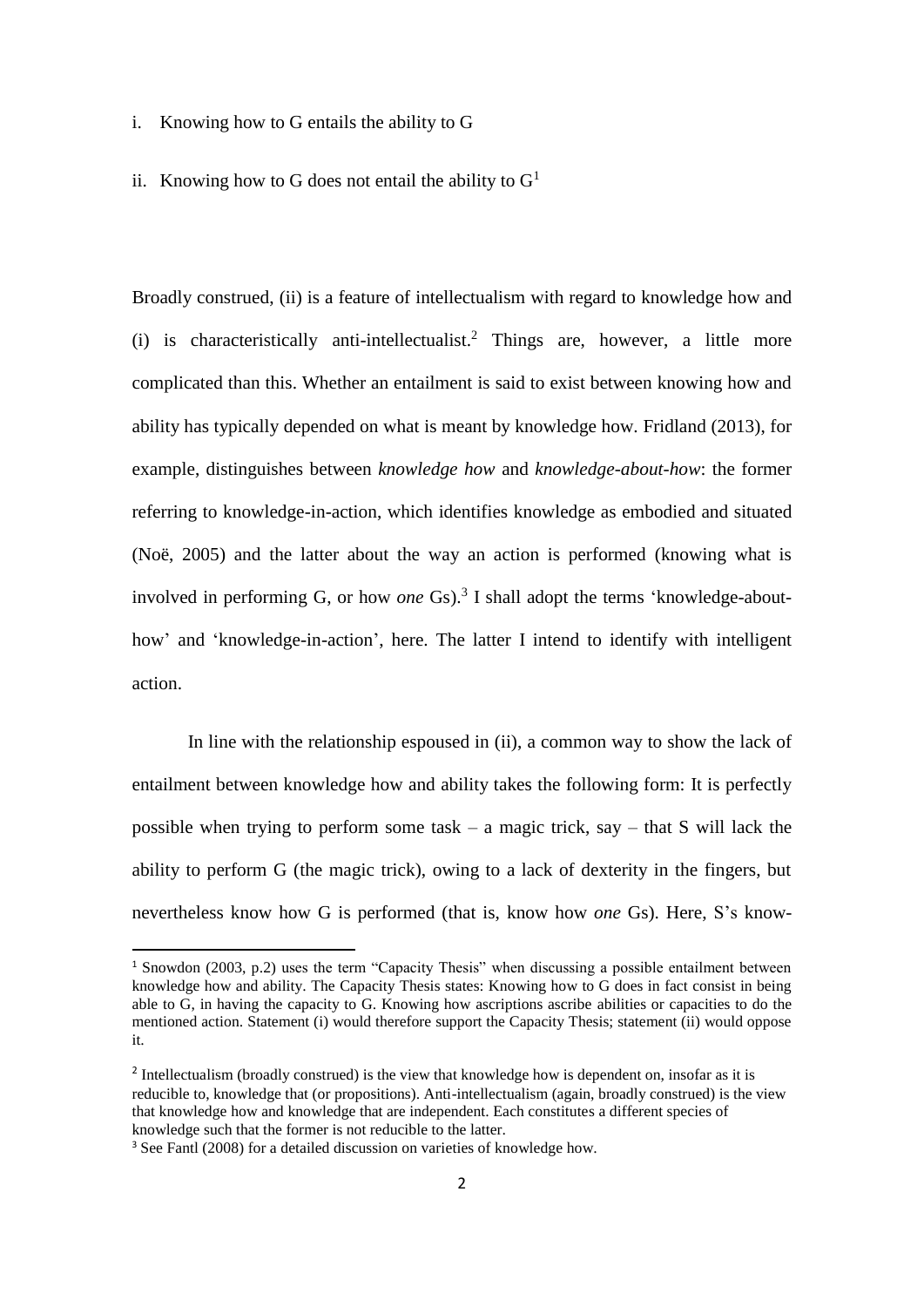i. Knowing how to G entails the ability to G

ii. Knowing how to G does not entail the ability to G[1]

Broadly construed, (ii) is a feature of intellectualism with regard to knowledge how and (i) is characteristically anti-intellectualist.[2] Things are, however, a little more complicated than this. Whether an entailment is said to exist between knowing how and ability has typically depended on what is meant by knowledge how. Fridland (2013), for example, distinguishes between *knowledge how* and *knowledge-about-how*: the former referring to knowledge-in-action, which identifies knowledge as embodied and situated (Noë, 2005) and the latter about the way an action is performed (knowing what is involved in performing G, or how *one* Gs).[3] I shall adopt the terms 'knowledge-about-how' and 'knowledge-in-action', here. The latter I intend to identify with intelligent action.

In line with the relationship espoused in (ii), a common way to show the lack of entailment between knowledge how and ability takes the following form: It is perfectly possible when trying to perform some task – a magic trick, say – that S will lack the ability to perform G (the magic trick), owing to a lack of dexterity in the fingers, but nevertheless know how G is performed (that is, know how *one* Gs). Here, S's know-

---

[1] Snowdon (2003, p.2) uses the term "Capacity Thesis" when discussing a possible entailment between knowledge how and ability. The Capacity Thesis states: Knowing how to G does in fact consist in being able to G, in having the capacity to G. Knowing how ascriptions ascribe abilities or capacities to do the mentioned action. Statement (i) would therefore support the Capacity Thesis; statement (ii) would oppose it.

[2] Intellectualism (broadly construed) is the view that knowledge how is dependent on, insofar as it is reducible to, knowledge that (or propositions). Anti-intellectualism (again, broadly construed) is the view that knowledge how and knowledge that are independent. Each constitutes a different species of knowledge such that the former is not reducible to the latter.

[3] See Fantl (2008) for a detailed discussion on varieties of knowledge how.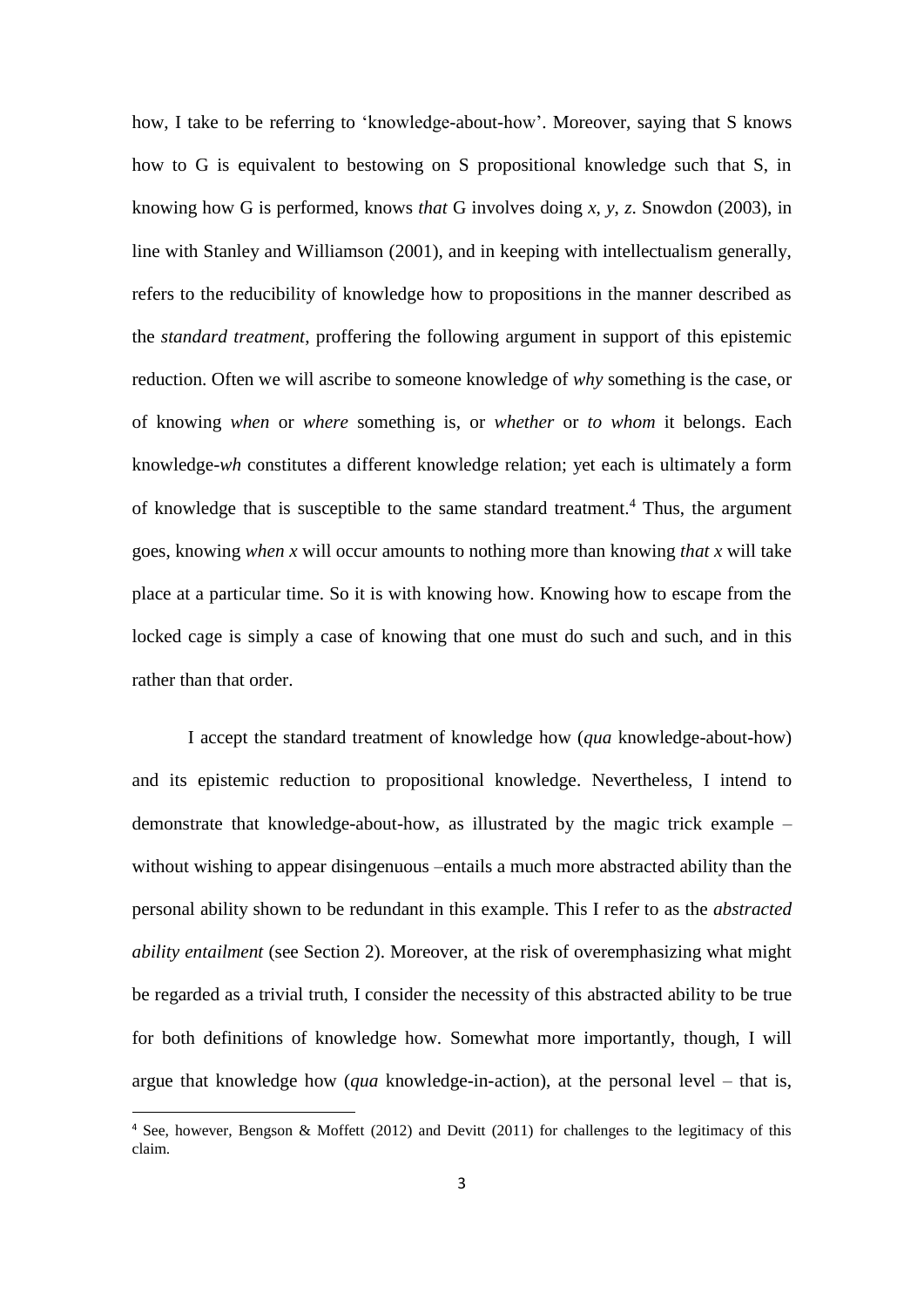how, I take to be referring to 'knowledge-about-how'. Moreover, saying that S knows how to G is equivalent to bestowing on S propositional knowledge such that S, in knowing how G is performed, knows *that* G involves doing *x*, *y*, *z*. Snowdon (2003), in line with Stanley and Williamson (2001), and in keeping with intellectualism generally, refers to the reducibility of knowledge how to propositions in the manner described as the *standard treatment*, proffering the following argument in support of this epistemic reduction. Often we will ascribe to someone knowledge of *why* something is the case, or of knowing *when* or *where* something is, or *whether* or *to whom* it belongs. Each knowledge-*wh* constitutes a different knowledge relation; yet each is ultimately a form of knowledge that is susceptible to the same standard treatment.[4] Thus, the argument goes, knowing *when x* will occur amounts to nothing more than knowing *that x* will take place at a particular time. So it is with knowing how. Knowing how to escape from the locked cage is simply a case of knowing that one must do such and such, and in this rather than that order.

I accept the standard treatment of knowledge how (*qua* knowledge-about-how) and its epistemic reduction to propositional knowledge. Nevertheless, I intend to demonstrate that knowledge-about-how, as illustrated by the magic trick example – without wishing to appear disingenuous –entails a much more abstracted ability than the personal ability shown to be redundant in this example. This I refer to as the *abstracted ability entailment* (see Section 2). Moreover, at the risk of overemphasizing what might be regarded as a trivial truth, I consider the necessity of this abstracted ability to be true for both definitions of knowledge how. Somewhat more importantly, though, I will argue that knowledge how (*qua* knowledge-in-action), at the personal level – that is,

[4] See, however, Bengson & Moffett (2012) and Devitt (2011) for challenges to the legitimacy of this claim.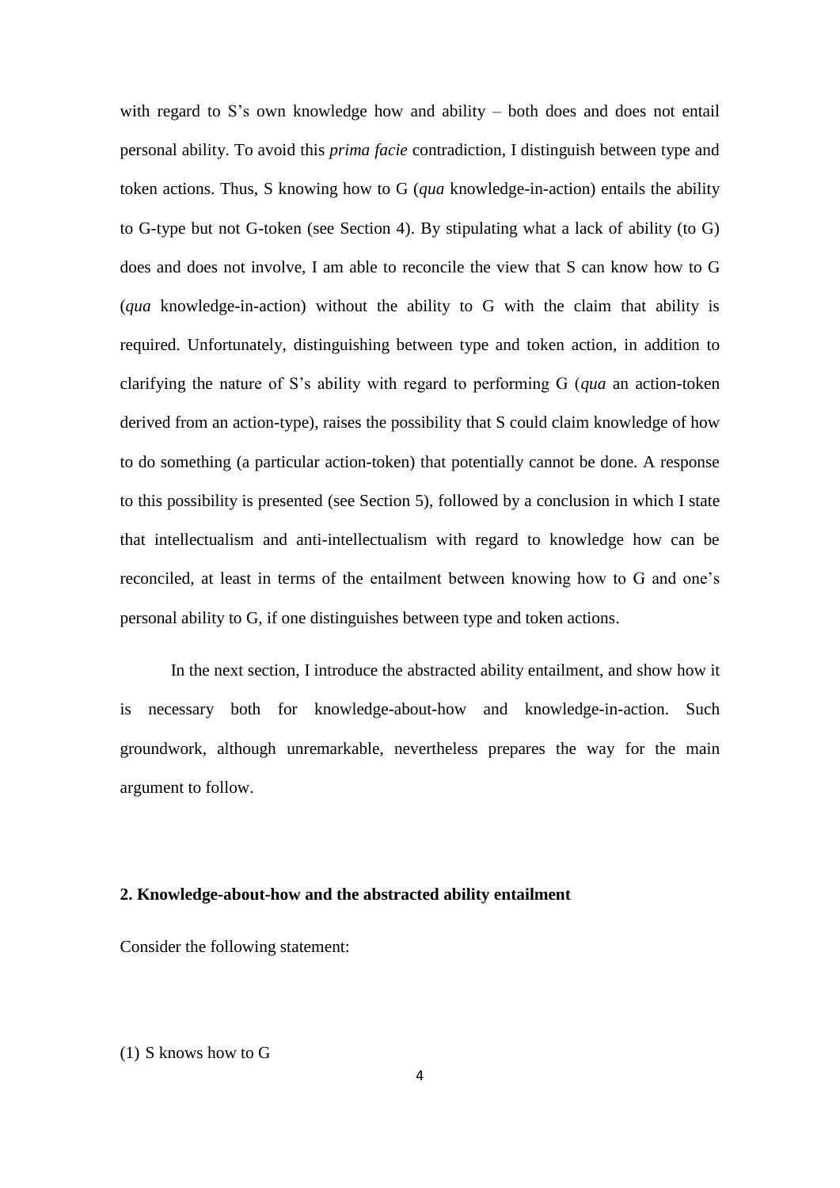with regard to S's own knowledge how and ability – both does and does not entail personal ability. To avoid this *prima facie* contradiction, I distinguish between type and token actions. Thus, S knowing how to G (*qua* knowledge-in-action) entails the ability to G-type but not G-token (see Section 4). By stipulating what a lack of ability (to G) does and does not involve, I am able to reconcile the view that S can know how to G (*qua* knowledge-in-action) without the ability to G with the claim that ability is required. Unfortunately, distinguishing between type and token action, in addition to clarifying the nature of S's ability with regard to performing G (*qua* an action-token derived from an action-type), raises the possibility that S could claim knowledge of how to do something (a particular action-token) that potentially cannot be done. A response to this possibility is presented (see Section 5), followed by a conclusion in which I state that intellectualism and anti-intellectualism with regard to knowledge how can be reconciled, at least in terms of the entailment between knowing how to G and one's personal ability to G, if one distinguishes between type and token actions.

In the next section, I introduce the abstracted ability entailment, and show how it is necessary both for knowledge-about-how and knowledge-in-action. Such groundwork, although unremarkable, nevertheless prepares the way for the main argument to follow.

## 2. Knowledge-about-how and the abstracted ability entailment

Consider the following statement:

(1) S knows how to G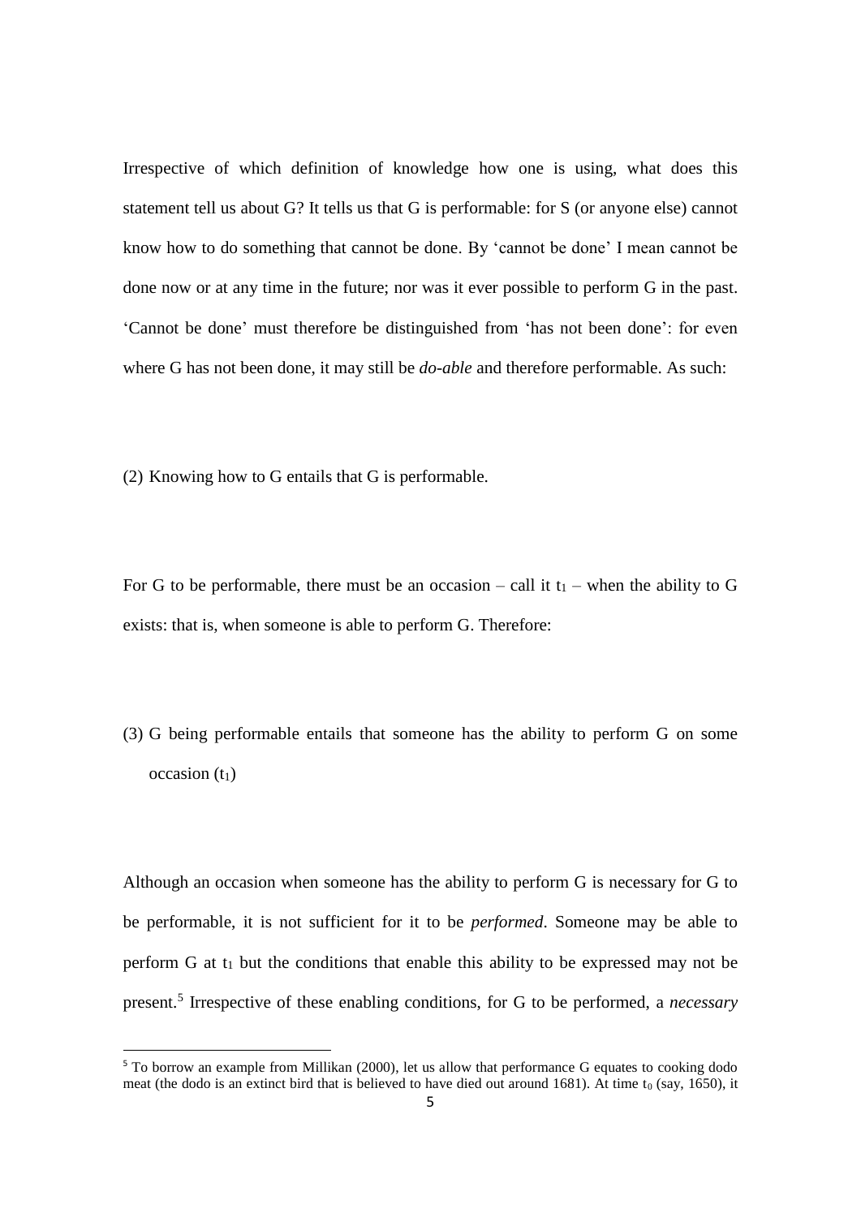Irrespective of which definition of knowledge how one is using, what does this statement tell us about G? It tells us that G is performable: for S (or anyone else) cannot know how to do something that cannot be done. By 'cannot be done' I mean cannot be done now or at any time in the future; nor was it ever possible to perform G in the past. 'Cannot be done' must therefore be distinguished from 'has not been done': for even where G has not been done, it may still be *do-able* and therefore performable. As such:

(2) Knowing how to G entails that G is performable.

For G to be performable, there must be an occasion – call it $t_1$ – when the ability to G exists: that is, when someone is able to perform G. Therefore:

(3) G being performable entails that someone has the ability to perform G on some occasion ($t_1$)

Although an occasion when someone has the ability to perform G is necessary for G to be performable, it is not sufficient for it to be *performed*. Someone may be able to perform G at $t_1$ but the conditions that enable this ability to be expressed may not be present.[5] Irrespective of these enabling conditions, for G to be performed, a *necessary*

[5] To borrow an example from Millikan (2000), let us allow that performance G equates to cooking dodo meat (the dodo is an extinct bird that is believed to have died out around 1681). At time $t_0$ (say, 1650), it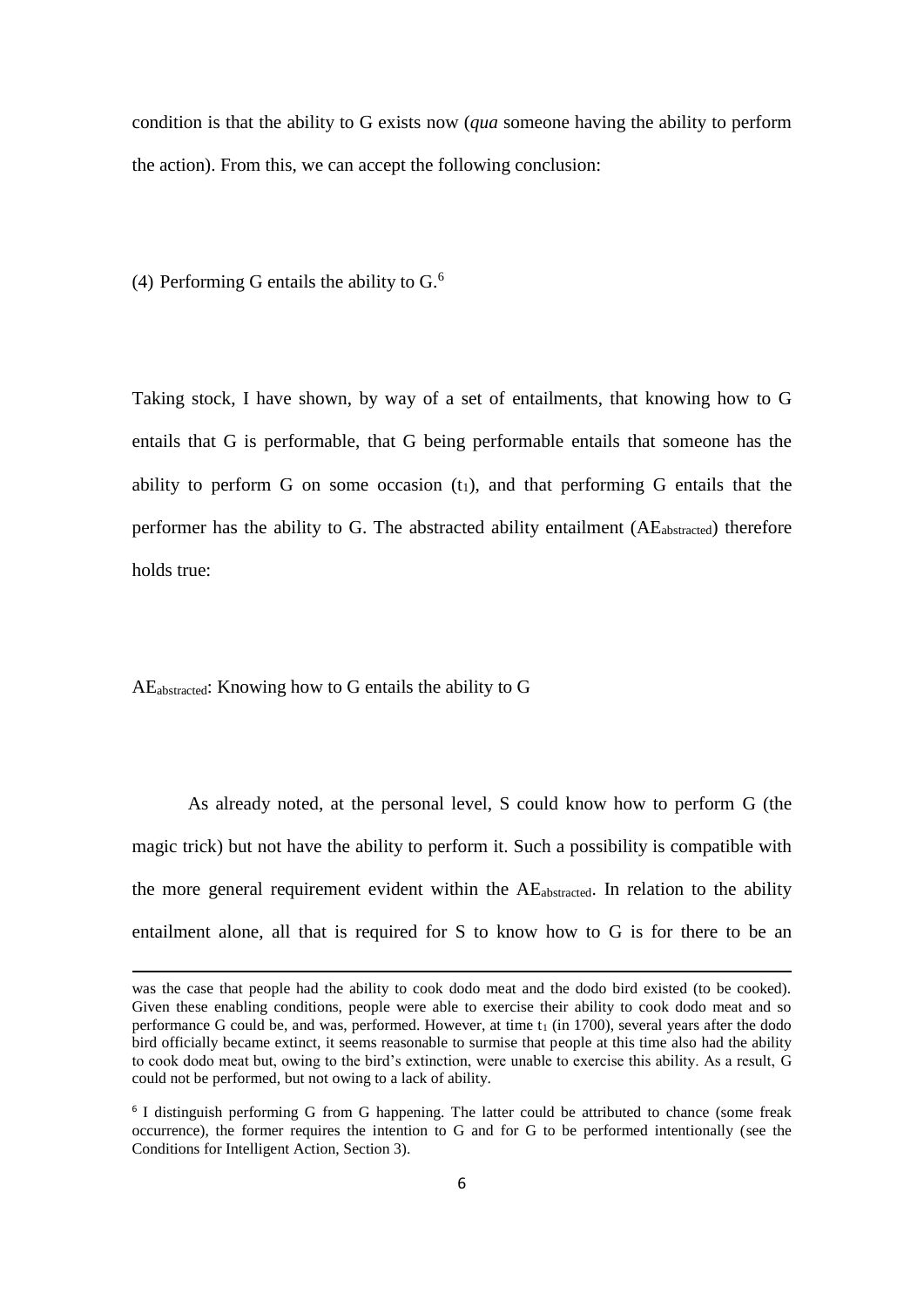condition is that the ability to G exists now (*qua* someone having the ability to perform the action). From this, we can accept the following conclusion:

(4) Performing G entails the ability to G.[6]

Taking stock, I have shown, by way of a set of entailments, that knowing how to G entails that G is performable, that G being performable entails that someone has the ability to perform G on some occasion ($t_1$), and that performing G entails that the performer has the ability to G. The abstracted ability entailment ($AE_{abstracted}$) therefore holds true:

$AE_{abstracted}$: Knowing how to G entails the ability to G

As already noted, at the personal level, S could know how to perform G (the magic trick) but not have the ability to perform it. Such a possibility is compatible with the more general requirement evident within the $AE_{abstracted}$. In relation to the ability entailment alone, all that is required for S to know how to G is for there to be an

---

was the case that people had the ability to cook dodo meat and the dodo bird existed (to be cooked). Given these enabling conditions, people were able to exercise their ability to cook dodo meat and so performance G could be, and was, performed. However, at time $t_1$ (in 1700), several years after the dodo bird officially became extinct, it seems reasonable to surmise that people at this time also had the ability to cook dodo meat but, owing to the bird's extinction, were unable to exercise this ability. As a result, G could not be performed, but not owing to a lack of ability.

[6] I distinguish performing G from G happening. The latter could be attributed to chance (some freak occurrence), the former requires the intention to G and for G to be performed intentionally (see the Conditions for Intelligent Action, Section 3).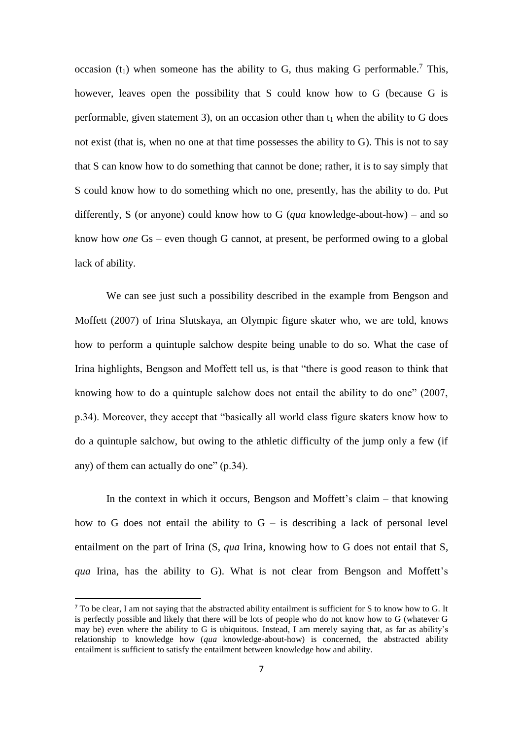occasion ($t_1$) when someone has the ability to G, thus making G performable.[7] This, however, leaves open the possibility that S could know how to G (because G is performable, given statement 3), on an occasion other than $t_1$ when the ability to G does not exist (that is, when no one at that time possesses the ability to G). This is not to say that S can know how to do something that cannot be done; rather, it is to say simply that S could know how to do something which no one, presently, has the ability to do. Put differently, S (or anyone) could know how to G (*qua* knowledge-about-how) – and so know how *one* Gs – even though G cannot, at present, be performed owing to a global lack of ability.

We can see just such a possibility described in the example from Bengson and Moffett (2007) of Irina Slutskaya, an Olympic figure skater who, we are told, knows how to perform a quintuple salchow despite being unable to do so. What the case of Irina highlights, Bengson and Moffett tell us, is that "there is good reason to think that knowing how to do a quintuple salchow does not entail the ability to do one" (2007, p.34). Moreover, they accept that "basically all world class figure skaters know how to do a quintuple salchow, but owing to the athletic difficulty of the jump only a few (if any) of them can actually do one" (p.34).

In the context in which it occurs, Bengson and Moffett's claim – that knowing how to G does not entail the ability to G – is describing a lack of personal level entailment on the part of Irina (S, *qua* Irina, knowing how to G does not entail that S, *qua* Irina, has the ability to G). What is not clear from Bengson and Moffett's

[7] To be clear, I am not saying that the abstracted ability entailment is sufficient for S to know how to G. It is perfectly possible and likely that there will be lots of people who do not know how to G (whatever G may be) even where the ability to G is ubiquitous. Instead, I am merely saying that, as far as ability's relationship to knowledge how (*qua* knowledge-about-how) is concerned, the abstracted ability entailment is sufficient to satisfy the entailment between knowledge how and ability.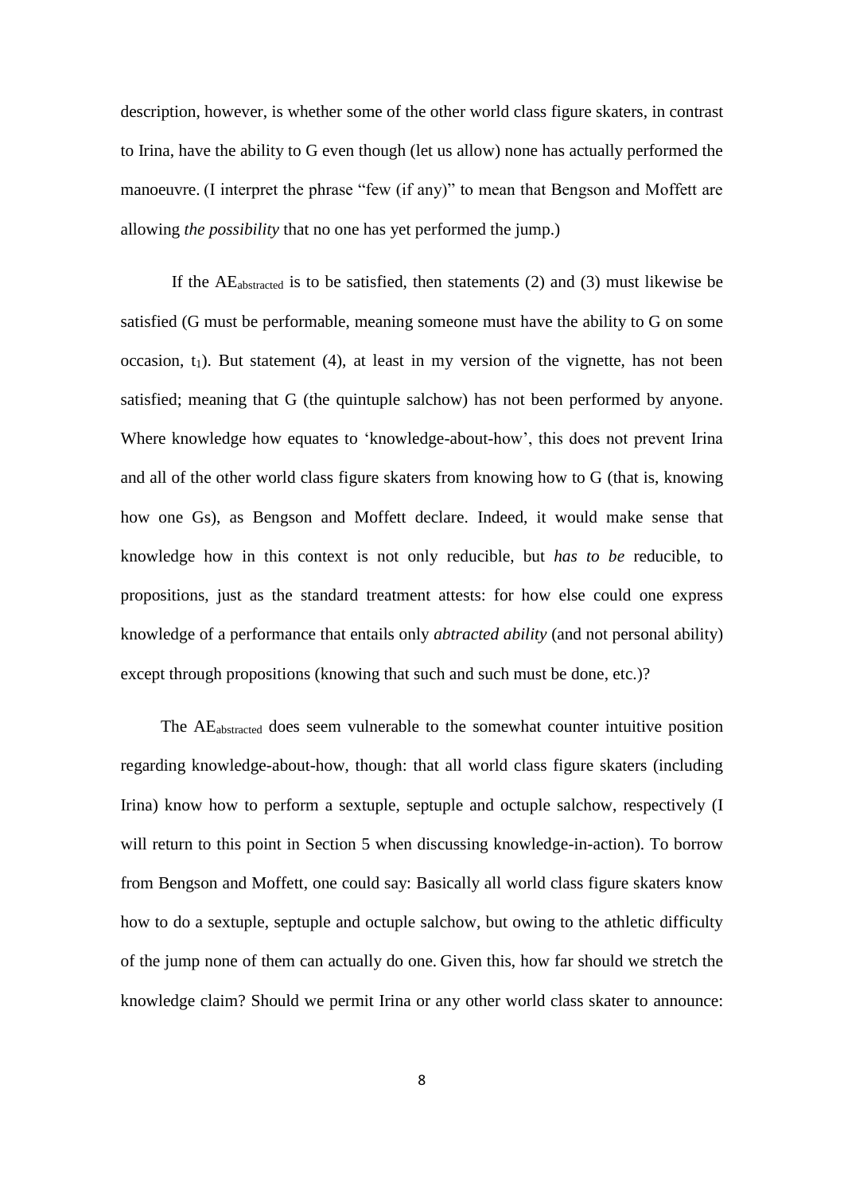description, however, is whether some of the other world class figure skaters, in contrast to Irina, have the ability to G even though (let us allow) none has actually performed the manoeuvre. (I interpret the phrase "few (if any)" to mean that Bengson and Moffett are allowing *the possibility* that no one has yet performed the jump.)

If the $AE_{abstracted}$ is to be satisfied, then statements (2) and (3) must likewise be satisfied (G must be performable, meaning someone must have the ability to G on some occasion, $t_1$). But statement (4), at least in my version of the vignette, has not been satisfied; meaning that G (the quintuple salchow) has not been performed by anyone. Where knowledge how equates to 'knowledge-about-how', this does not prevent Irina and all of the other world class figure skaters from knowing how to G (that is, knowing how one Gs), as Bengson and Moffett declare. Indeed, it would make sense that knowledge how in this context is not only reducible, but *has to be* reducible, to propositions, just as the standard treatment attests: for how else could one express knowledge of a performance that entails only *abtracted ability* (and not personal ability) except through propositions (knowing that such and such must be done, etc.)?

The $AE_{abstracted}$ does seem vulnerable to the somewhat counter intuitive position regarding knowledge-about-how, though: that all world class figure skaters (including Irina) know how to perform a sextuple, septuple and octuple salchow, respectively (I will return to this point in Section 5 when discussing knowledge-in-action). To borrow from Bengson and Moffett, one could say: Basically all world class figure skaters know how to do a sextuple, septuple and octuple salchow, but owing to the athletic difficulty of the jump none of them can actually do one. Given this, how far should we stretch the knowledge claim? Should we permit Irina or any other world class skater to announce: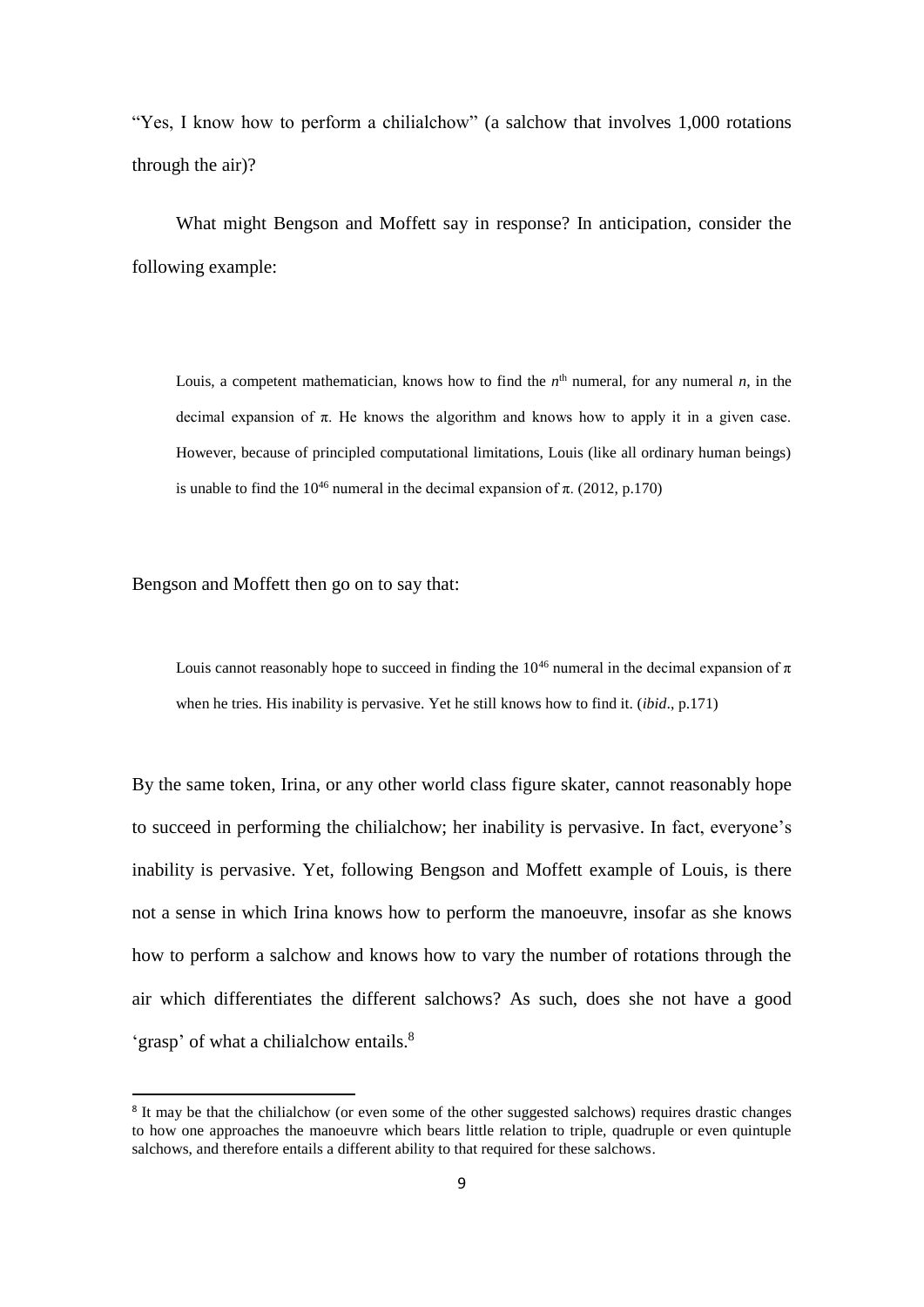"Yes, I know how to perform a chilialchow" (a salchow that involves 1,000 rotations through the air)?

What might Bengson and Moffett say in response? In anticipation, consider the following example:

> Louis, a competent mathematician, knows how to find the $n^{th}$ numeral, for any numeral $n$, in the decimal expansion of $\pi$. He knows the algorithm and knows how to apply it in a given case. However, because of principled computational limitations, Louis (like all ordinary human beings) is unable to find the $10^{46}$ numeral in the decimal expansion of $\pi$. (2012, p.170)

Bengson and Moffett then go on to say that:

> Louis cannot reasonably hope to succeed in finding the $10^{46}$ numeral in the decimal expansion of $\pi$ when he tries. His inability is pervasive. Yet he still knows how to find it. (*ibid*., p.171)

By the same token, Irina, or any other world class figure skater, cannot reasonably hope to succeed in performing the chilialchow; her inability is pervasive. In fact, everyone's inability is pervasive. Yet, following Bengson and Moffett example of Louis, is there not a sense in which Irina knows how to perform the manoeuvre, insofar as she knows how to perform a salchow and knows how to vary the number of rotations through the air which differentiates the different salchows? As such, does she not have a good 'grasp' of what a chilialchow entails.[8]

---

[8] It may be that the chilialchow (or even some of the other suggested salchows) requires drastic changes to how one approaches the manoeuvre which bears little relation to triple, quadruple or even quintuple salchows, and therefore entails a different ability to that required for these salchows.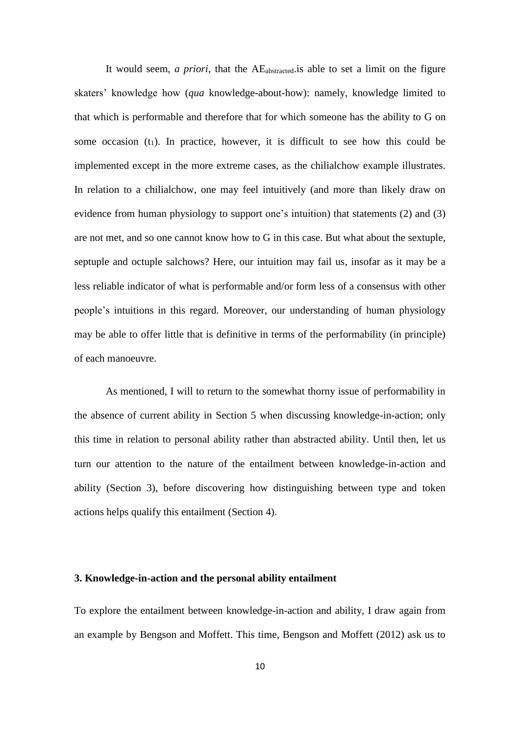It would seem, *a priori*, that the $AE_{abstracted}$.is able to set a limit on the figure skaters' knowledge how (*qua* knowledge-about-how): namely, knowledge limited to that which is performable and therefore that for which someone has the ability to G on some occasion ($t_1$). In practice, however, it is difficult to see how this could be implemented except in the more extreme cases, as the chilialchow example illustrates. In relation to a chilialchow, one may feel intuitively (and more than likely draw on evidence from human physiology to support one's intuition) that statements (2) and (3) are not met, and so one cannot know how to G in this case. But what about the sextuple, septuple and octuple salchows? Here, our intuition may fail us, insofar as it may be a less reliable indicator of what is performable and/or form less of a consensus with other people's intuitions in this regard. Moreover, our understanding of human physiology may be able to offer little that is definitive in terms of the performability (in principle) of each manoeuvre.

As mentioned, I will to return to the somewhat thorny issue of performability in the absence of current ability in Section 5 when discussing knowledge-in-action; only this time in relation to personal ability rather than abstracted ability. Until then, let us turn our attention to the nature of the entailment between knowledge-in-action and ability (Section 3), before discovering how distinguishing between type and token actions helps qualify this entailment (Section 4).

## 3. Knowledge-in-action and the personal ability entailment

To explore the entailment between knowledge-in-action and ability, I draw again from an example by Bengson and Moffett. This time, Bengson and Moffett (2012) ask us to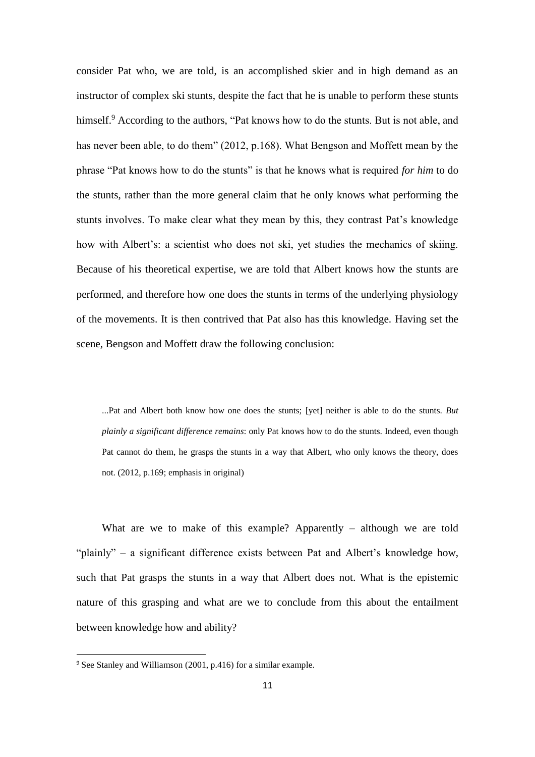consider Pat who, we are told, is an accomplished skier and in high demand as an instructor of complex ski stunts, despite the fact that he is unable to perform these stunts himself.[9] According to the authors, "Pat knows how to do the stunts. But is not able, and has never been able, to do them" (2012, p.168). What Bengson and Moffett mean by the phrase "Pat knows how to do the stunts" is that he knows what is required *for him* to do the stunts, rather than the more general claim that he only knows what performing the stunts involves. To make clear what they mean by this, they contrast Pat's knowledge how with Albert's: a scientist who does not ski, yet studies the mechanics of skiing. Because of his theoretical expertise, we are told that Albert knows how the stunts are performed, and therefore how one does the stunts in terms of the underlying physiology of the movements. It is then contrived that Pat also has this knowledge. Having set the scene, Bengson and Moffett draw the following conclusion:

> ...Pat and Albert both know how one does the stunts; [yet] neither is able to do the stunts. *But plainly a significant difference remains*: only Pat knows how to do the stunts. Indeed, even though Pat cannot do them, he grasps the stunts in a way that Albert, who only knows the theory, does not. (2012, p.169; emphasis in original)

What are we to make of this example? Apparently – although we are told "plainly" – a significant difference exists between Pat and Albert's knowledge how, such that Pat grasps the stunts in a way that Albert does not. What is the epistemic nature of this grasping and what are we to conclude from this about the entailment between knowledge how and ability?

---

[9] See Stanley and Williamson (2001, p.416) for a similar example.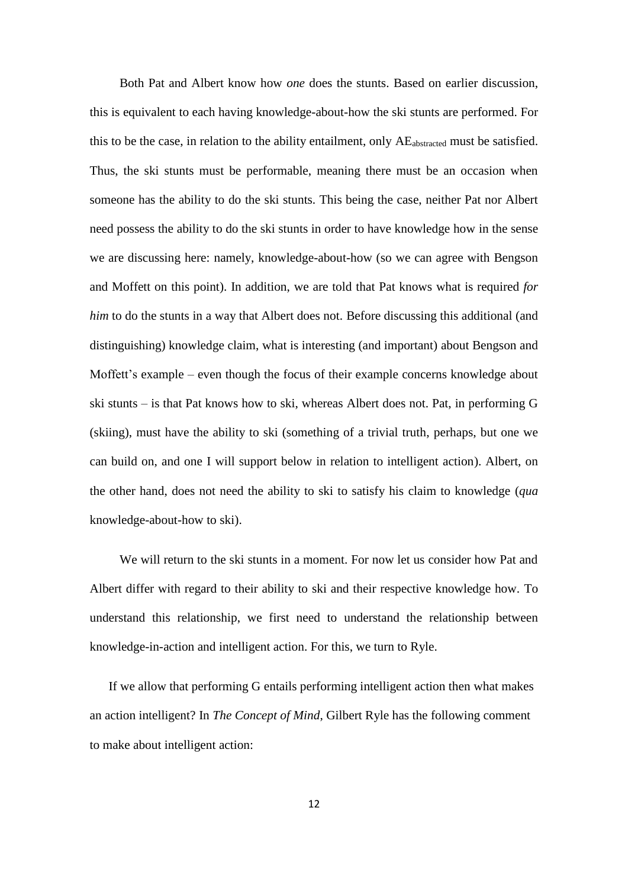Both Pat and Albert know how *one* does the stunts. Based on earlier discussion, this is equivalent to each having knowledge-about-how the ski stunts are performed. For this to be the case, in relation to the ability entailment, only $AE_{abstracted}$ must be satisfied. Thus, the ski stunts must be performable, meaning there must be an occasion when someone has the ability to do the ski stunts. This being the case, neither Pat nor Albert need possess the ability to do the ski stunts in order to have knowledge how in the sense we are discussing here: namely, knowledge-about-how (so we can agree with Bengson and Moffett on this point). In addition, we are told that Pat knows what is required *for him* to do the stunts in a way that Albert does not. Before discussing this additional (and distinguishing) knowledge claim, what is interesting (and important) about Bengson and Moffett's example – even though the focus of their example concerns knowledge about ski stunts – is that Pat knows how to ski, whereas Albert does not. Pat, in performing G (skiing), must have the ability to ski (something of a trivial truth, perhaps, but one we can build on, and one I will support below in relation to intelligent action). Albert, on the other hand, does not need the ability to ski to satisfy his claim to knowledge (*qua* knowledge-about-how to ski).

We will return to the ski stunts in a moment. For now let us consider how Pat and Albert differ with regard to their ability to ski and their respective knowledge how. To understand this relationship, we first need to understand the relationship between knowledge-in-action and intelligent action. For this, we turn to Ryle.

If we allow that performing G entails performing intelligent action then what makes an action intelligent? In *The Concept of Mind*, Gilbert Ryle has the following comment to make about intelligent action: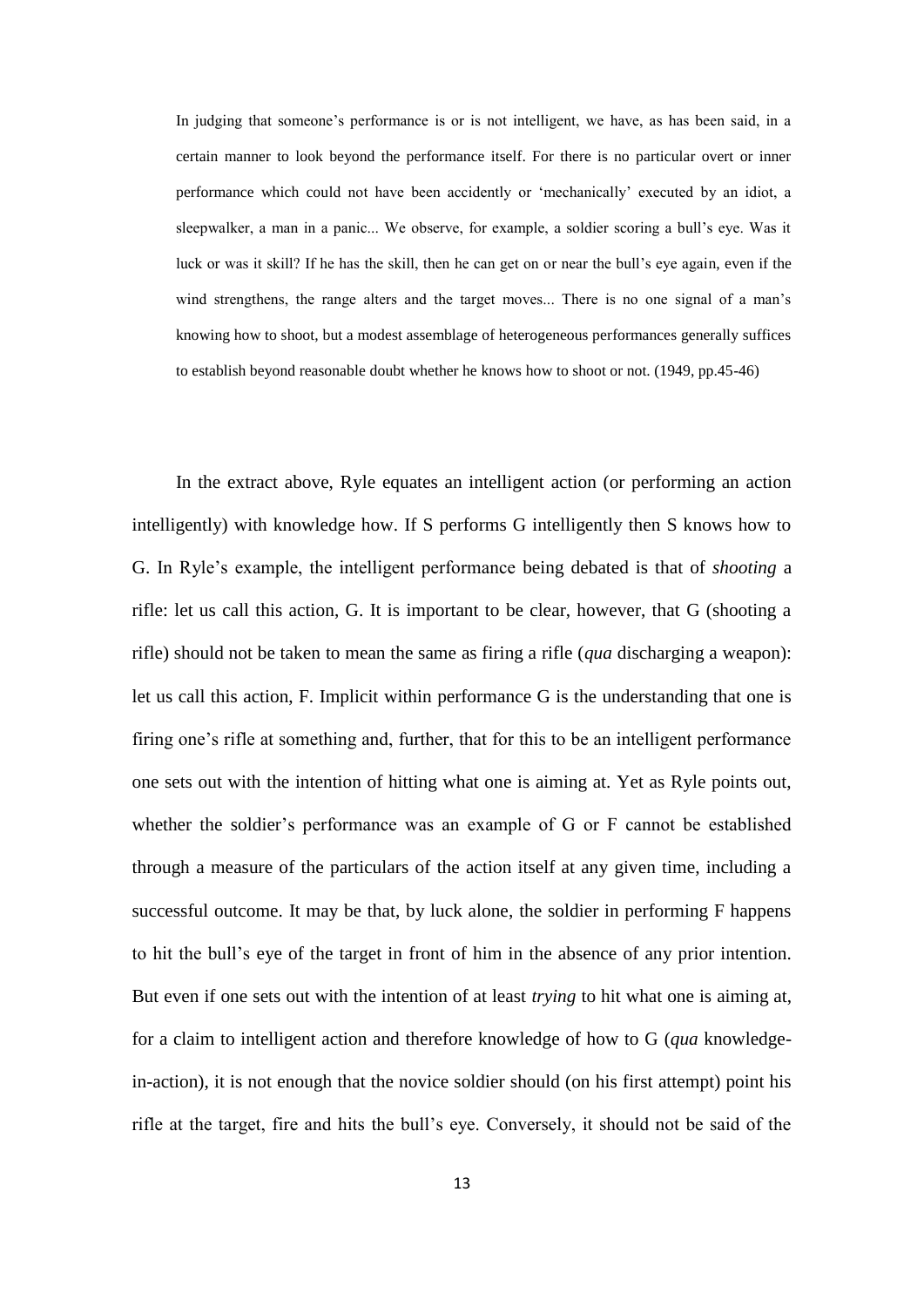> In judging that someone's performance is or is not intelligent, we have, as has been said, in a certain manner to look beyond the performance itself. For there is no particular overt or inner performance which could not have been accidently or 'mechanically' executed by an idiot, a sleepwalker, a man in a panic... We observe, for example, a soldier scoring a bull's eye. Was it luck or was it skill? If he has the skill, then he can get on or near the bull's eye again, even if the wind strengthens, the range alters and the target moves... There is no one signal of a man's knowing how to shoot, but a modest assemblage of heterogeneous performances generally suffices to establish beyond reasonable doubt whether he knows how to shoot or not. (1949, pp.45-46)

In the extract above, Ryle equates an intelligent action (or performing an action intelligently) with knowledge how. If S performs G intelligently then S knows how to G. In Ryle's example, the intelligent performance being debated is that of *shooting* a rifle: let us call this action, G. It is important to be clear, however, that G (shooting a rifle) should not be taken to mean the same as firing a rifle (*qua* discharging a weapon): let us call this action, F. Implicit within performance G is the understanding that one is firing one's rifle at something and, further, that for this to be an intelligent performance one sets out with the intention of hitting what one is aiming at. Yet as Ryle points out, whether the soldier's performance was an example of G or F cannot be established through a measure of the particulars of the action itself at any given time, including a successful outcome. It may be that, by luck alone, the soldier in performing F happens to hit the bull's eye of the target in front of him in the absence of any prior intention. But even if one sets out with the intention of at least *trying* to hit what one is aiming at, for a claim to intelligent action and therefore knowledge of how to G (*qua* knowledge-in-action), it is not enough that the novice soldier should (on his first attempt) point his rifle at the target, fire and hits the bull's eye. Conversely, it should not be said of the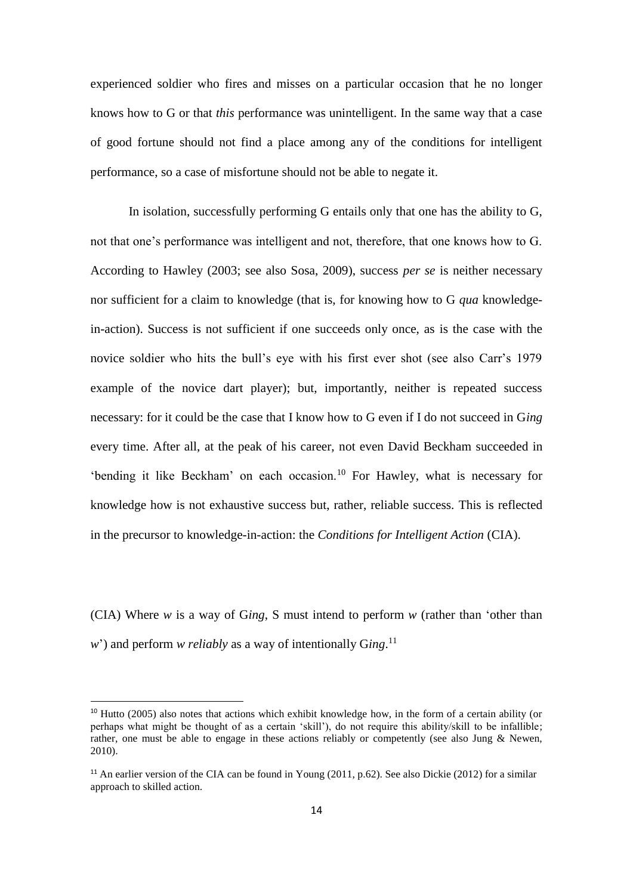experienced soldier who fires and misses on a particular occasion that he no longer knows how to G or that *this* performance was unintelligent. In the same way that a case of good fortune should not find a place among any of the conditions for intelligent performance, so a case of misfortune should not be able to negate it.

In isolation, successfully performing G entails only that one has the ability to G, not that one's performance was intelligent and not, therefore, that one knows how to G. According to Hawley (2003; see also Sosa, 2009), success *per se* is neither necessary nor sufficient for a claim to knowledge (that is, for knowing how to G *qua* knowledge-in-action). Success is not sufficient if one succeeds only once, as is the case with the novice soldier who hits the bull's eye with his first ever shot (see also Carr's 1979 example of the novice dart player); but, importantly, neither is repeated success necessary: for it could be the case that I know how to G even if I do not succeed in G*ing* every time. After all, at the peak of his career, not even David Beckham succeeded in 'bending it like Beckham' on each occasion.[10] For Hawley, what is necessary for knowledge how is not exhaustive success but, rather, reliable success. This is reflected in the precursor to knowledge-in-action: the *Conditions for Intelligent Action* (CIA).

(CIA) Where *w* is a way of G*ing*, S must intend to perform *w* (rather than 'other than *w*') and perform *w reliably* as a way of intentionally G*ing*.[11]

[10] Hutto (2005) also notes that actions which exhibit knowledge how, in the form of a certain ability (or perhaps what might be thought of as a certain 'skill'), do not require this ability/skill to be infallible; rather, one must be able to engage in these actions reliably or competently (see also Jung & Newen, 2010).

[11] An earlier version of the CIA can be found in Young (2011, p.62). See also Dickie (2012) for a similar approach to skilled action.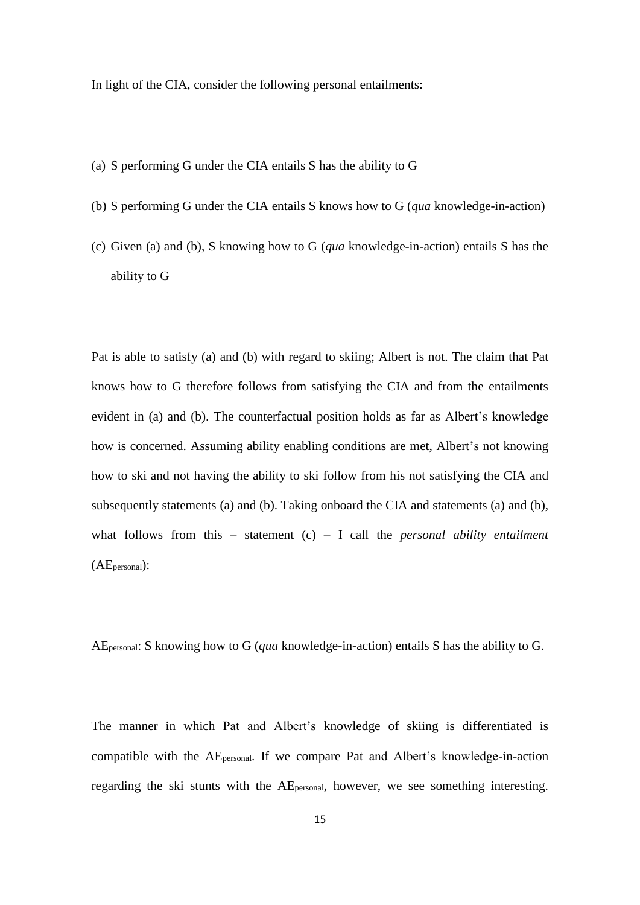In light of the CIA, consider the following personal entailments:

(a) S performing G under the CIA entails S has the ability to G

(b) S performing G under the CIA entails S knows how to G (*qua* knowledge-in-action)

(c) Given (a) and (b), S knowing how to G (*qua* knowledge-in-action) entails S has the ability to G

Pat is able to satisfy (a) and (b) with regard to skiing; Albert is not. The claim that Pat knows how to G therefore follows from satisfying the CIA and from the entailments evident in (a) and (b). The counterfactual position holds as far as Albert's knowledge how is concerned. Assuming ability enabling conditions are met, Albert's not knowing how to ski and not having the ability to ski follow from his not satisfying the CIA and subsequently statements (a) and (b). Taking onboard the CIA and statements (a) and (b), what follows from this – statement (c) – I call the *personal ability entailment* ($AE_{personal}$):

$AE_{personal}$: S knowing how to G (*qua* knowledge-in-action) entails S has the ability to G.

The manner in which Pat and Albert's knowledge of skiing is differentiated is compatible with the $AE_{personal}$. If we compare Pat and Albert's knowledge-in-action regarding the ski stunts with the $AE_{personal}$, however, we see something interesting.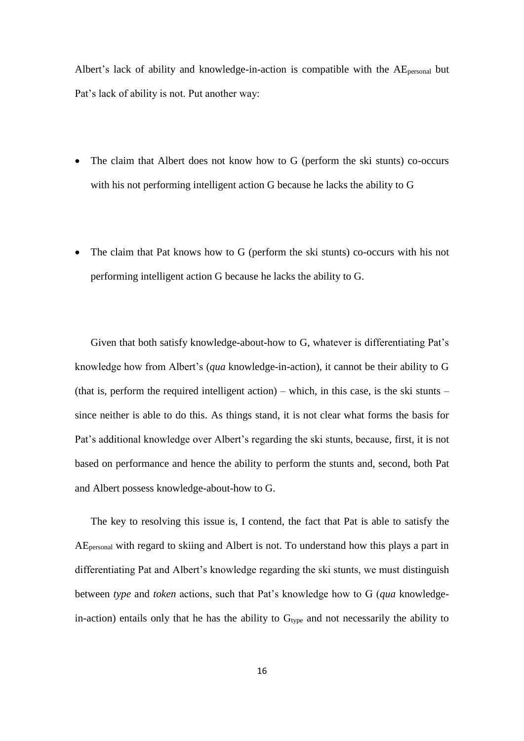Albert's lack of ability and knowledge-in-action is compatible with the $AE_{personal}$ but Pat's lack of ability is not. Put another way:

- The claim that Albert does not know how to G (perform the ski stunts) co-occurs with his not performing intelligent action G because he lacks the ability to G

- The claim that Pat knows how to G (perform the ski stunts) co-occurs with his not performing intelligent action G because he lacks the ability to G.

Given that both satisfy knowledge-about-how to G, whatever is differentiating Pat's knowledge how from Albert's (*qua* knowledge-in-action), it cannot be their ability to G (that is, perform the required intelligent action) – which, in this case, is the ski stunts – since neither is able to do this. As things stand, it is not clear what forms the basis for Pat's additional knowledge over Albert's regarding the ski stunts, because, first, it is not based on performance and hence the ability to perform the stunts and, second, both Pat and Albert possess knowledge-about-how to G.

The key to resolving this issue is, I contend, the fact that Pat is able to satisfy the $AE_{personal}$ with regard to skiing and Albert is not. To understand how this plays a part in differentiating Pat and Albert's knowledge regarding the ski stunts, we must distinguish between *type* and *token* actions, such that Pat's knowledge how to G (*qua* knowledge-in-action) entails only that he has the ability to $G_{type}$ and not necessarily the ability to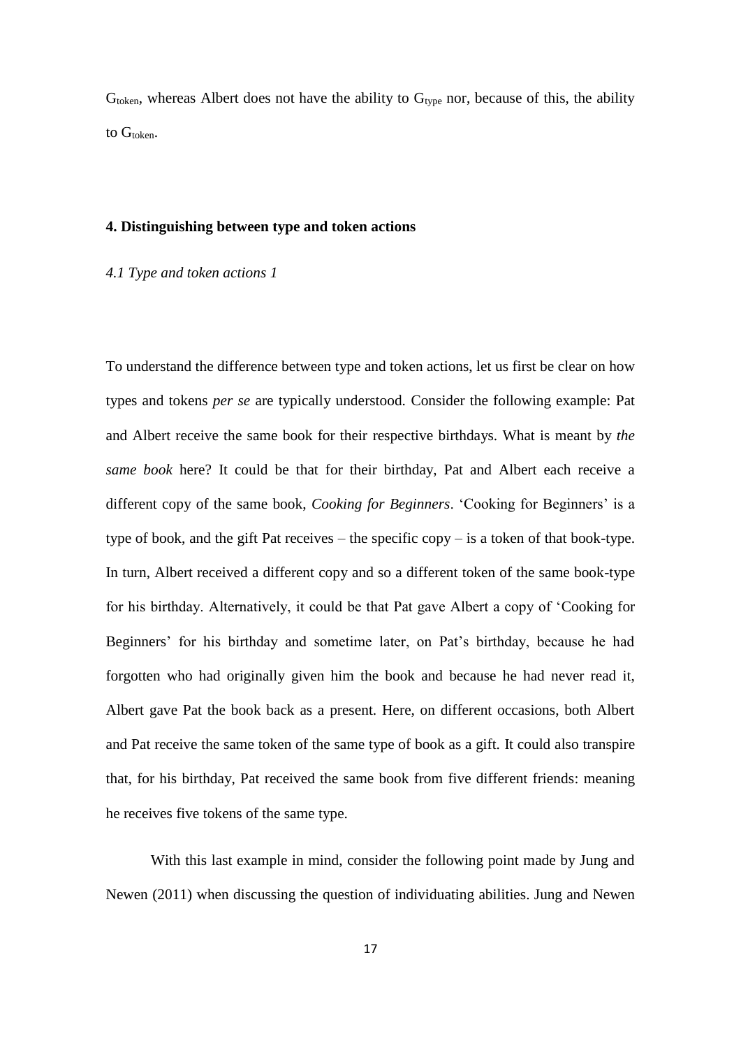$G_{token}$, whereas Albert does not have the ability to $G_{type}$ nor, because of this, the ability to $G_{token}$.

## 4. Distinguishing between type and token actions

### *4.1 Type and token actions 1*

To understand the difference between type and token actions, let us first be clear on how types and tokens *per se* are typically understood. Consider the following example: Pat and Albert receive the same book for their respective birthdays. What is meant by *the same book* here? It could be that for their birthday, Pat and Albert each receive a different copy of the same book, *Cooking for Beginners*. 'Cooking for Beginners' is a type of book, and the gift Pat receives – the specific copy – is a token of that book-type. In turn, Albert received a different copy and so a different token of the same book-type for his birthday. Alternatively, it could be that Pat gave Albert a copy of 'Cooking for Beginners' for his birthday and sometime later, on Pat's birthday, because he had forgotten who had originally given him the book and because he had never read it, Albert gave Pat the book back as a present. Here, on different occasions, both Albert and Pat receive the same token of the same type of book as a gift. It could also transpire that, for his birthday, Pat received the same book from five different friends: meaning he receives five tokens of the same type.

With this last example in mind, consider the following point made by Jung and Newen (2011) when discussing the question of individuating abilities. Jung and Newen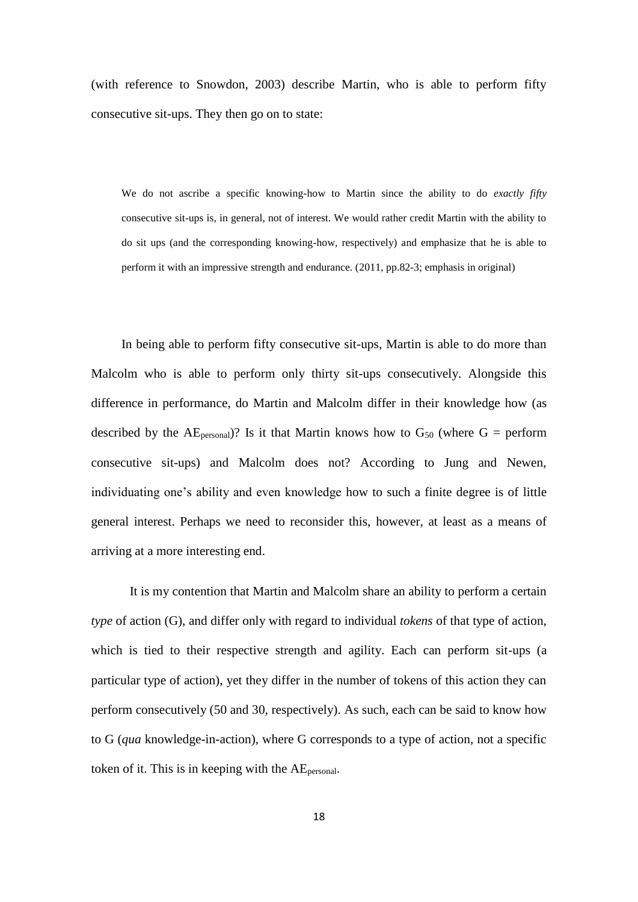(with reference to Snowdon, 2003) describe Martin, who is able to perform fifty consecutive sit-ups. They then go on to state:

> We do not ascribe a specific knowing-how to Martin since the ability to do *exactly fifty* consecutive sit-ups is, in general, not of interest. We would rather credit Martin with the ability to do sit ups (and the corresponding knowing-how, respectively) and emphasize that he is able to perform it with an impressive strength and endurance. (2011, pp.82-3; emphasis in original)

In being able to perform fifty consecutive sit-ups, Martin is able to do more than Malcolm who is able to perform only thirty sit-ups consecutively. Alongside this difference in performance, do Martin and Malcolm differ in their knowledge how (as described by the $AE_{personal}$)? Is it that Martin knows how to $G_{50}$ (where G = perform consecutive sit-ups) and Malcolm does not? According to Jung and Newen, individuating one's ability and even knowledge how to such a finite degree is of little general interest. Perhaps we need to reconsider this, however, at least as a means of arriving at a more interesting end.

It is my contention that Martin and Malcolm share an ability to perform a certain *type* of action (G), and differ only with regard to individual *tokens* of that type of action, which is tied to their respective strength and agility. Each can perform sit-ups (a particular type of action), yet they differ in the number of tokens of this action they can perform consecutively (50 and 30, respectively). As such, each can be said to know how to G (*qua* knowledge-in-action), where G corresponds to a type of action, not a specific token of it. This is in keeping with the $AE_{personal}$.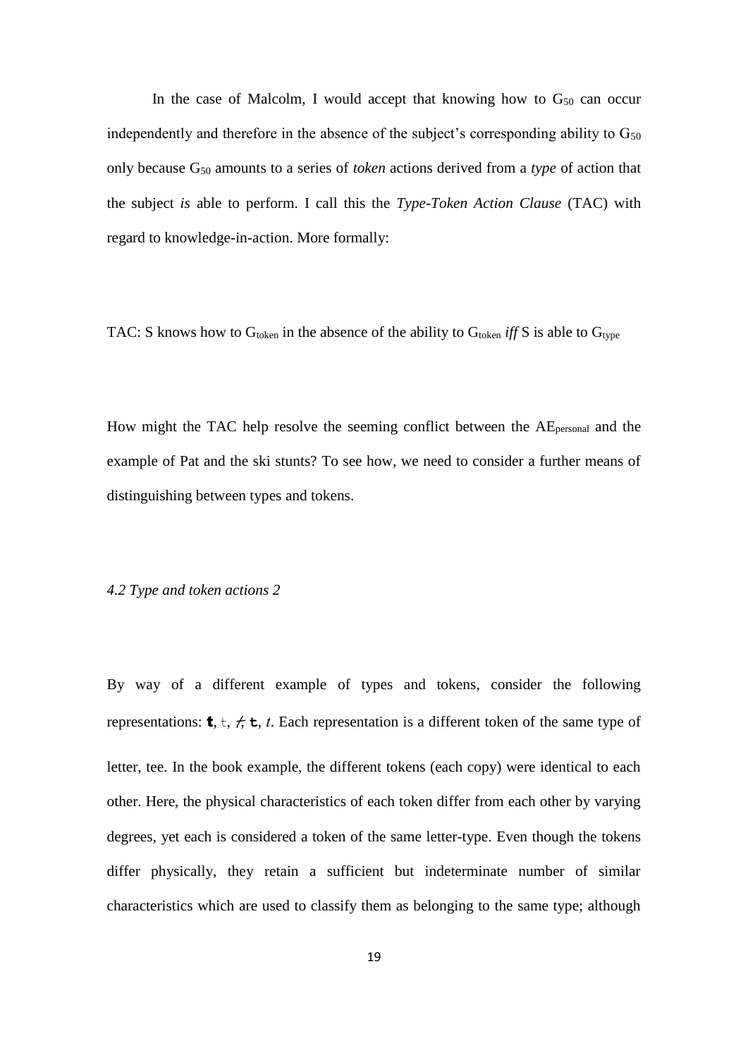In the case of Malcolm, I would accept that knowing how to $G_{50}$ can occur independently and therefore in the absence of the subject's corresponding ability to $G_{50}$ only because $G_{50}$ amounts to a series of *token* actions derived from a *type* of action that the subject *is* able to perform. I call this the *Type-Token Action Clause* (TAC) with regard to knowledge-in-action. More formally:

TAC: S knows how to $G_{token}$ in the absence of the ability to $G_{token}$ *iff* S is able to $G_{type}$

How might the TAC help resolve the seeming conflict between the $AE_{personal}$ and the example of Pat and the ski stunts? To see how, we need to consider a further means of distinguishing between types and tokens.

### *4.2 Type and token actions 2*

By way of a different example of types and tokens, consider the following representations: **t**, t, *t*, **t**, *t*. Each representation is a different token of the same type of letter, tee. In the book example, the different tokens (each copy) were identical to each other. Here, the physical characteristics of each token differ from each other by varying degrees, yet each is considered a token of the same letter-type. Even though the tokens differ physically, they retain a sufficient but indeterminate number of similar characteristics which are used to classify them as belonging to the same type; although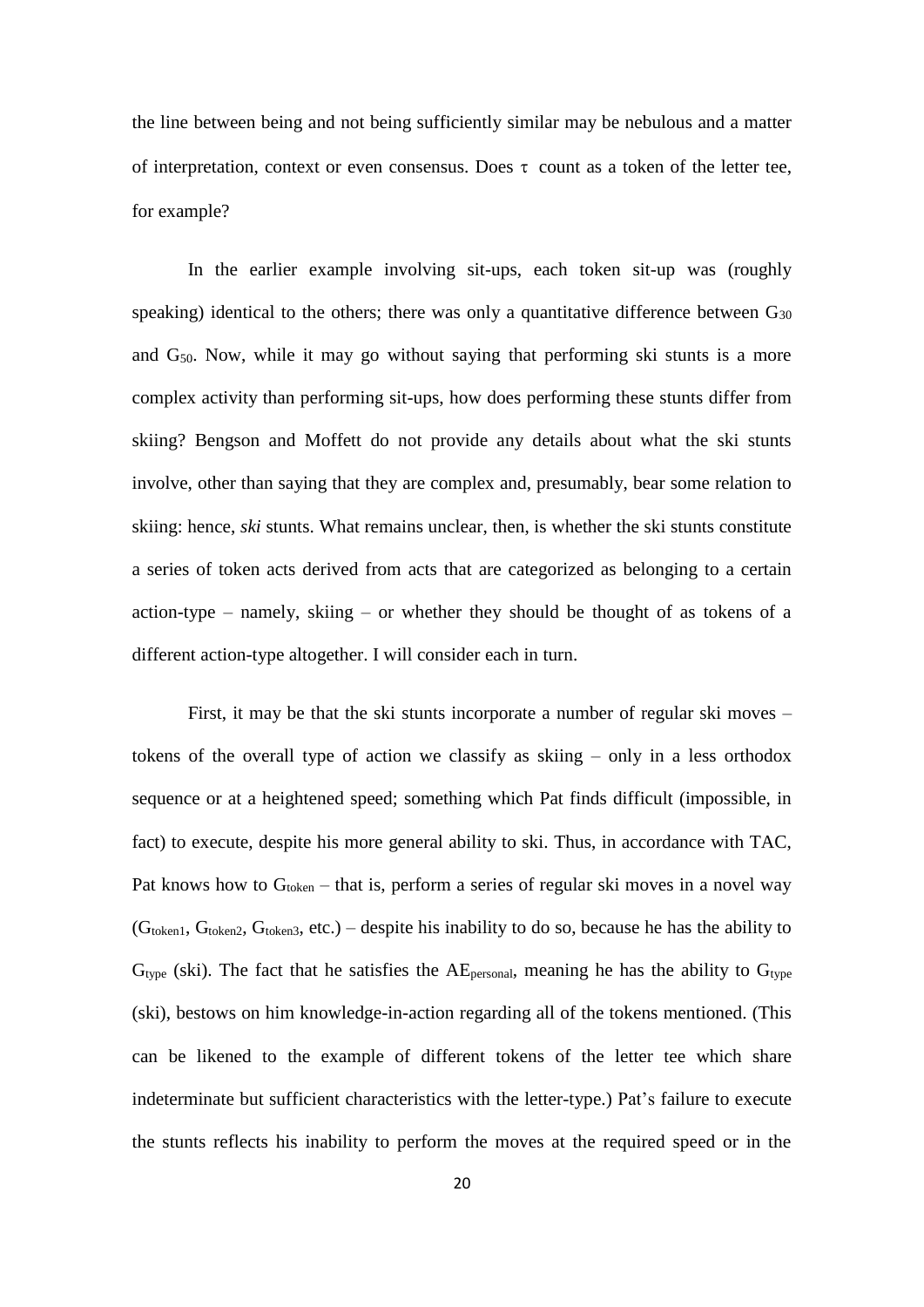the line between being and not being sufficiently similar may be nebulous and a matter of interpretation, context or even consensus. Does $\tau$ count as a token of the letter tee, for example?

In the earlier example involving sit-ups, each token sit-up was (roughly speaking) identical to the others; there was only a quantitative difference between $G_{30}$ and $G_{50}$. Now, while it may go without saying that performing ski stunts is a more complex activity than performing sit-ups, how does performing these stunts differ from skiing? Bengson and Moffett do not provide any details about what the ski stunts involve, other than saying that they are complex and, presumably, bear some relation to skiing: hence, *ski* stunts. What remains unclear, then, is whether the ski stunts constitute a series of token acts derived from acts that are categorized as belonging to a certain action-type – namely, skiing – or whether they should be thought of as tokens of a different action-type altogether. I will consider each in turn.

First, it may be that the ski stunts incorporate a number of regular ski moves – tokens of the overall type of action we classify as skiing – only in a less orthodox sequence or at a heightened speed; something which Pat finds difficult (impossible, in fact) to execute, despite his more general ability to ski. Thus, in accordance with TAC, Pat knows how to $G_{token}$ – that is, perform a series of regular ski moves in a novel way ($G_{token1}$, $G_{token2}$, $G_{token3}$, etc.) – despite his inability to do so, because he has the ability to $G_{type}$ (ski). The fact that he satisfies the $AE_{personal}$, meaning he has the ability to $G_{type}$ (ski), bestows on him knowledge-in-action regarding all of the tokens mentioned. (This can be likened to the example of different tokens of the letter tee which share indeterminate but sufficient characteristics with the letter-type.) Pat's failure to execute the stunts reflects his inability to perform the moves at the required speed or in the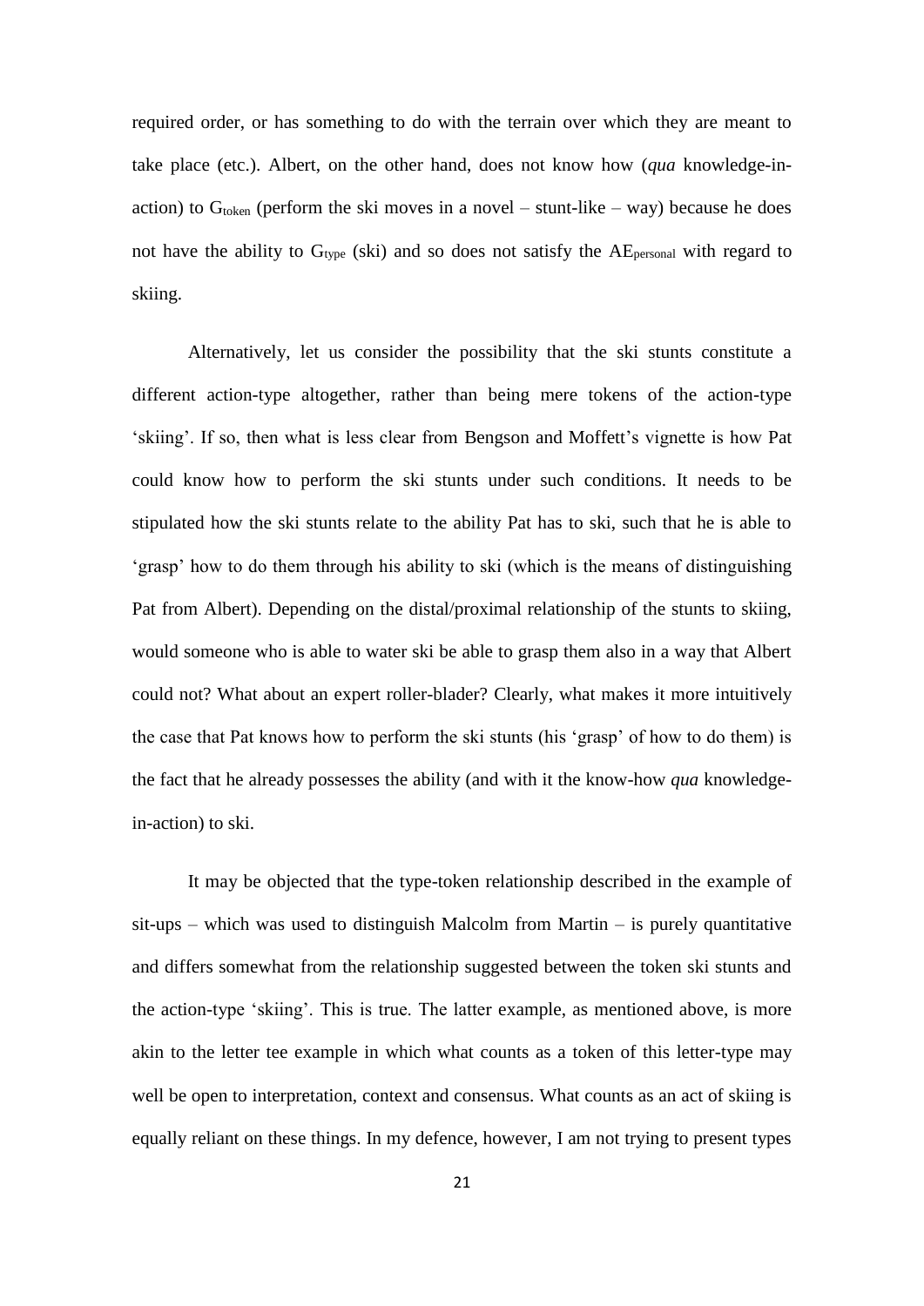required order, or has something to do with the terrain over which they are meant to take place (etc.). Albert, on the other hand, does not know how (*qua* knowledge-in-action) to $G_{token}$ (perform the ski moves in a novel – stunt-like – way) because he does not have the ability to $G_{type}$ (ski) and so does not satisfy the $AE_{personal}$ with regard to skiing.

Alternatively, let us consider the possibility that the ski stunts constitute a different action-type altogether, rather than being mere tokens of the action-type 'skiing'. If so, then what is less clear from Bengson and Moffett's vignette is how Pat could know how to perform the ski stunts under such conditions. It needs to be stipulated how the ski stunts relate to the ability Pat has to ski, such that he is able to 'grasp' how to do them through his ability to ski (which is the means of distinguishing Pat from Albert). Depending on the distal/proximal relationship of the stunts to skiing, would someone who is able to water ski be able to grasp them also in a way that Albert could not? What about an expert roller-blader? Clearly, what makes it more intuitively the case that Pat knows how to perform the ski stunts (his 'grasp' of how to do them) is the fact that he already possesses the ability (and with it the know-how *qua* knowledge-in-action) to ski.

It may be objected that the type-token relationship described in the example of sit-ups – which was used to distinguish Malcolm from Martin – is purely quantitative and differs somewhat from the relationship suggested between the token ski stunts and the action-type 'skiing'. This is true. The latter example, as mentioned above, is more akin to the letter tee example in which what counts as a token of this letter-type may well be open to interpretation, context and consensus. What counts as an act of skiing is equally reliant on these things. In my defence, however, I am not trying to present types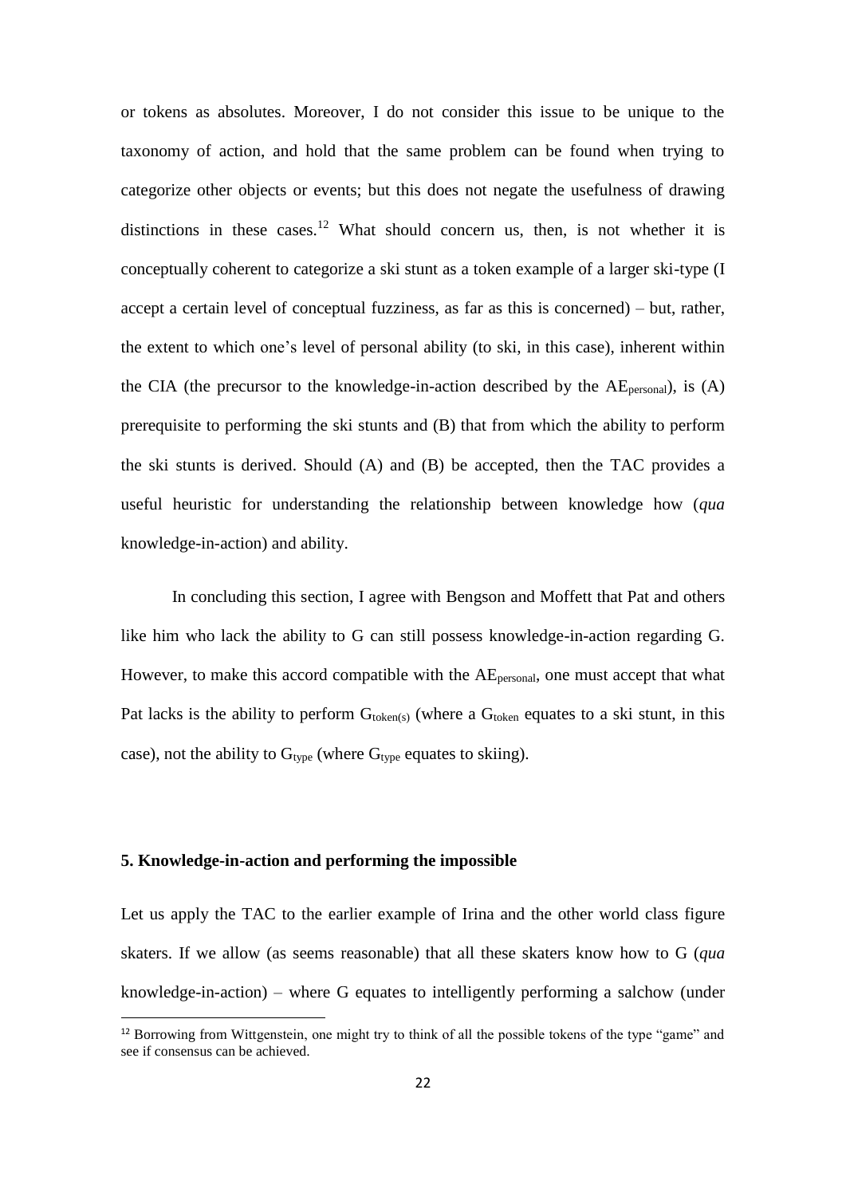or tokens as absolutes. Moreover, I do not consider this issue to be unique to the taxonomy of action, and hold that the same problem can be found when trying to categorize other objects or events; but this does not negate the usefulness of drawing distinctions in these cases.[12] What should concern us, then, is not whether it is conceptually coherent to categorize a ski stunt as a token example of a larger ski-type (I accept a certain level of conceptual fuzziness, as far as this is concerned) – but, rather, the extent to which one's level of personal ability (to ski, in this case), inherent within the CIA (the precursor to the knowledge-in-action described by the $AE_{personal}$), is (A) prerequisite to performing the ski stunts and (B) that from which the ability to perform the ski stunts is derived. Should (A) and (B) be accepted, then the TAC provides a useful heuristic for understanding the relationship between knowledge how (*qua* knowledge-in-action) and ability.

In concluding this section, I agree with Bengson and Moffett that Pat and others like him who lack the ability to G can still possess knowledge-in-action regarding G. However, to make this accord compatible with the $AE_{personal}$, one must accept that what Pat lacks is the ability to perform $G_{token(s)}$ (where a $G_{token}$ equates to a ski stunt, in this case), not the ability to $G_{type}$ (where $G_{type}$ equates to skiing).

### 5. Knowledge-in-action and performing the impossible

Let us apply the TAC to the earlier example of Irina and the other world class figure skaters. If we allow (as seems reasonable) that all these skaters know how to G (*qua* knowledge-in-action) – where G equates to intelligently performing a salchow (under

[12] Borrowing from Wittgenstein, one might try to think of all the possible tokens of the type "game" and see if consensus can be achieved.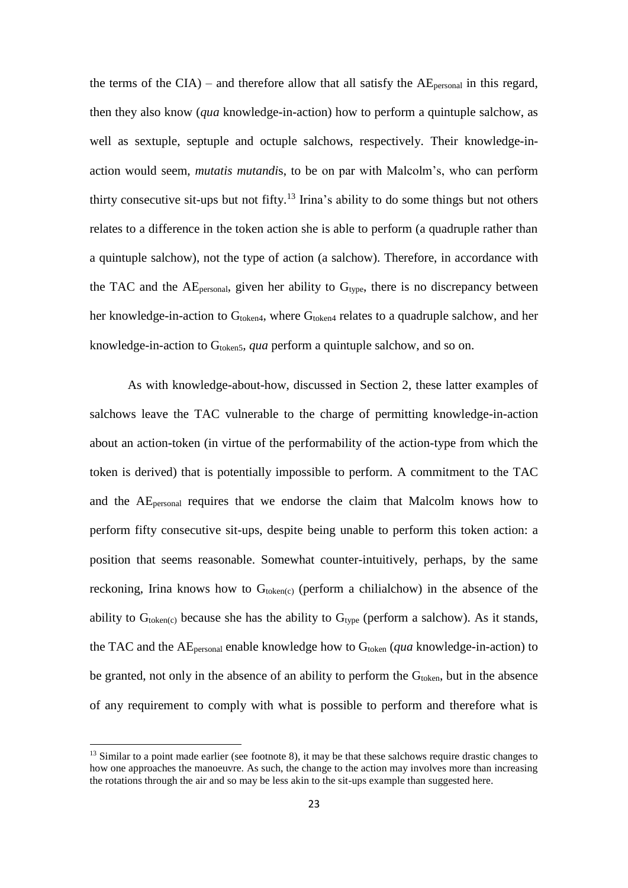the terms of the CIA) – and therefore allow that all satisfy the $AE_{personal}$ in this regard, then they also know (*qua* knowledge-in-action) how to perform a quintuple salchow, as well as sextuple, septuple and octuple salchows, respectively. Their knowledge-in-action would seem, *mutatis mutandi*s, to be on par with Malcolm's, who can perform thirty consecutive sit-ups but not fifty.[13] Irina's ability to do some things but not others relates to a difference in the token action she is able to perform (a quadruple rather than a quintuple salchow), not the type of action (a salchow). Therefore, in accordance with the TAC and the $AE_{personal}$, given her ability to $G_{type}$, there is no discrepancy between her knowledge-in-action to $G_{token4}$, where $G_{token4}$ relates to a quadruple salchow, and her knowledge-in-action to $G_{token5}$, *qua* perform a quintuple salchow, and so on.

As with knowledge-about-how, discussed in Section 2, these latter examples of salchows leave the TAC vulnerable to the charge of permitting knowledge-in-action about an action-token (in virtue of the performability of the action-type from which the token is derived) that is potentially impossible to perform. A commitment to the TAC and the $AE_{personal}$ requires that we endorse the claim that Malcolm knows how to perform fifty consecutive sit-ups, despite being unable to perform this token action: a position that seems reasonable. Somewhat counter-intuitively, perhaps, by the same reckoning, Irina knows how to $G_{token(c)}$ (perform a chilialchow) in the absence of the ability to $G_{token(c)}$ because she has the ability to $G_{type}$ (perform a salchow). As it stands, the TAC and the $AE_{personal}$ enable knowledge how to $G_{token}$ (*qua* knowledge-in-action) to be granted, not only in the absence of an ability to perform the $G_{token}$, but in the absence of any requirement to comply with what is possible to perform and therefore what is

[13] Similar to a point made earlier (see footnote 8), it may be that these salchows require drastic changes to how one approaches the manoeuvre. As such, the change to the action may involves more than increasing the rotations through the air and so may be less akin to the sit-ups example than suggested here.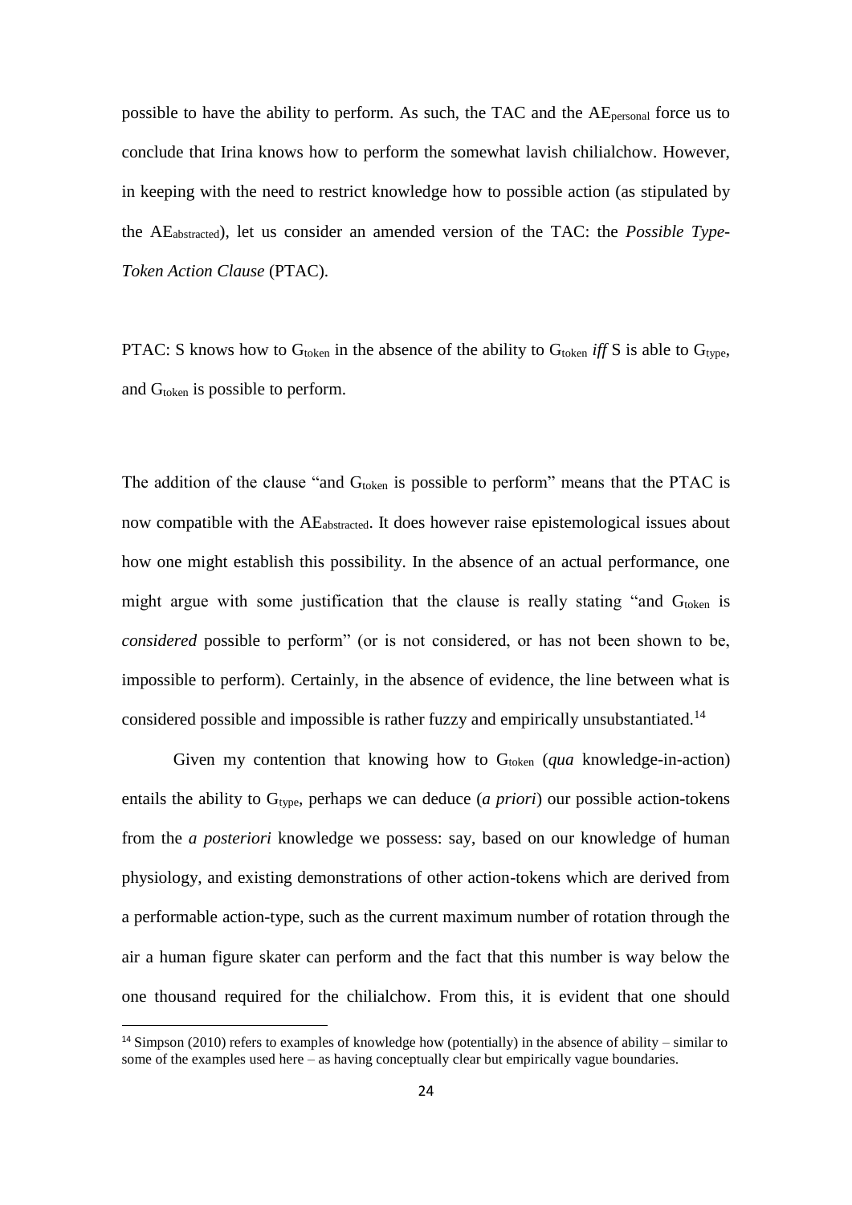possible to have the ability to perform. As such, the TAC and the $AE_{personal}$ force us to conclude that Irina knows how to perform the somewhat lavish chilialchow. However, in keeping with the need to restrict knowledge how to possible action (as stipulated by the $AE_{abstracted}$), let us consider an amended version of the TAC: the *Possible Type-Token Action Clause* (PTAC).

PTAC: S knows how to $G_{token}$ in the absence of the ability to $G_{token}$ *iff* S is able to $G_{type}$, and $G_{token}$ is possible to perform.

The addition of the clause "and $G_{token}$ is possible to perform" means that the PTAC is now compatible with the $AE_{abstracted}$. It does however raise epistemological issues about how one might establish this possibility. In the absence of an actual performance, one might argue with some justification that the clause is really stating "and $G_{token}$ is *considered* possible to perform" (or is not considered, or has not been shown to be, impossible to perform). Certainly, in the absence of evidence, the line between what is considered possible and impossible is rather fuzzy and empirically unsubstantiated.[14]

Given my contention that knowing how to $G_{token}$ (*qua* knowledge-in-action) entails the ability to $G_{type}$, perhaps we can deduce (*a priori*) our possible action-tokens from the *a posteriori* knowledge we possess: say, based on our knowledge of human physiology, and existing demonstrations of other action-tokens which are derived from a performable action-type, such as the current maximum number of rotation through the air a human figure skater can perform and the fact that this number is way below the one thousand required for the chilialchow. From this, it is evident that one should

[14] Simpson (2010) refers to examples of knowledge how (potentially) in the absence of ability – similar to some of the examples used here – as having conceptually clear but empirically vague boundaries.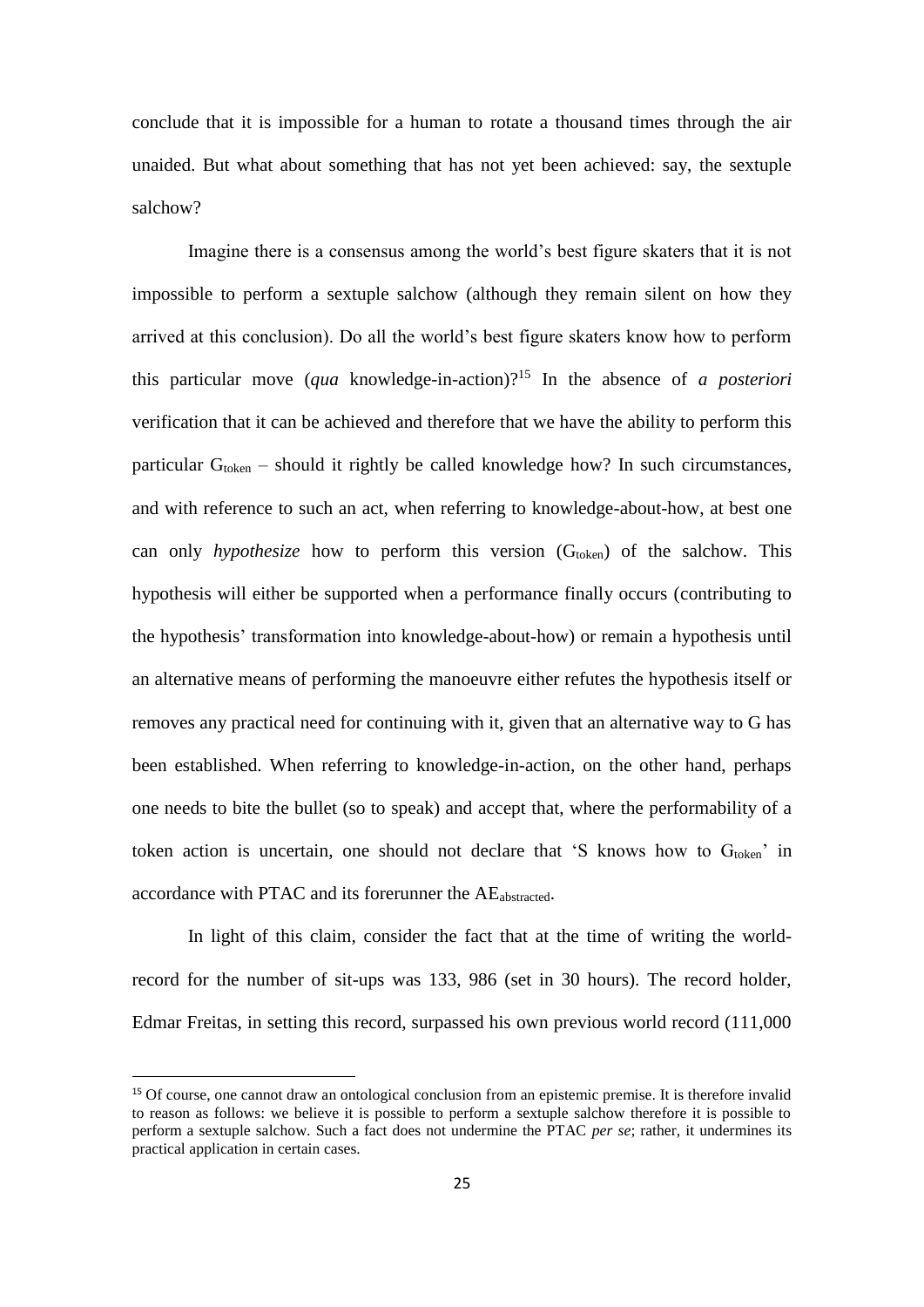conclude that it is impossible for a human to rotate a thousand times through the air unaided. But what about something that has not yet been achieved: say, the sextuple salchow?

Imagine there is a consensus among the world's best figure skaters that it is not impossible to perform a sextuple salchow (although they remain silent on how they arrived at this conclusion). Do all the world's best figure skaters know how to perform this particular move (*qua* knowledge-in-action)?[15] In the absence of *a posteriori* verification that it can be achieved and therefore that we have the ability to perform this particular $G_{token}$ – should it rightly be called knowledge how? In such circumstances, and with reference to such an act, when referring to knowledge-about-how, at best one can only *hypothesize* how to perform this version ($G_{token}$) of the salchow. This hypothesis will either be supported when a performance finally occurs (contributing to the hypothesis' transformation into knowledge-about-how) or remain a hypothesis until an alternative means of performing the manoeuvre either refutes the hypothesis itself or removes any practical need for continuing with it, given that an alternative way to G has been established. When referring to knowledge-in-action, on the other hand, perhaps one needs to bite the bullet (so to speak) and accept that, where the performability of a token action is uncertain, one should not declare that 'S knows how to $G_{token}$' in accordance with PTAC and its forerunner the $AE_{abstracted}$.

In light of this claim, consider the fact that at the time of writing the world-record for the number of sit-ups was 133, 986 (set in 30 hours). The record holder, Edmar Freitas, in setting this record, surpassed his own previous world record (111,000

[15] Of course, one cannot draw an ontological conclusion from an epistemic premise. It is therefore invalid to reason as follows: we believe it is possible to perform a sextuple salchow therefore it is possible to perform a sextuple salchow. Such a fact does not undermine the PTAC *per se*; rather, it undermines its practical application in certain cases.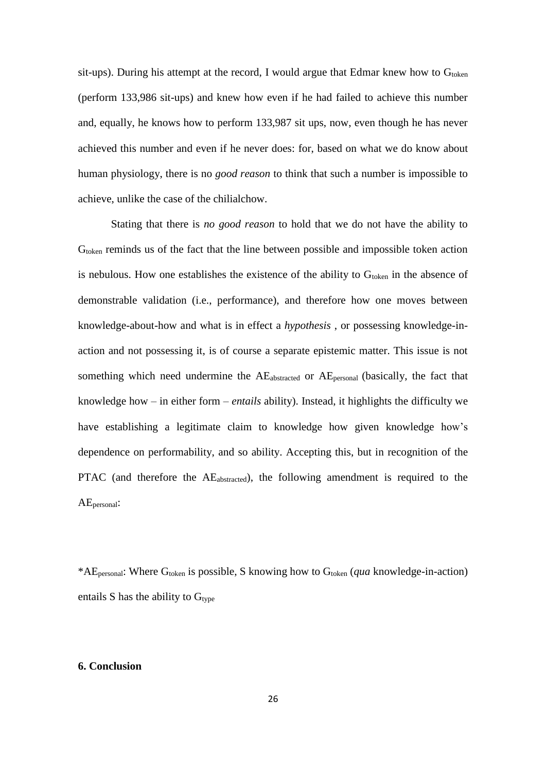sit-ups). During his attempt at the record, I would argue that Edmar knew how to $G_{token}$ (perform 133,986 sit-ups) and knew how even if he had failed to achieve this number and, equally, he knows how to perform 133,987 sit ups, now, even though he has never achieved this number and even if he never does: for, based on what we do know about human physiology, there is no *good reason* to think that such a number is impossible to achieve, unlike the case of the chilialchow.

Stating that there is *no good reason* to hold that we do not have the ability to $G_{token}$ reminds us of the fact that the line between possible and impossible token action is nebulous. How one establishes the existence of the ability to $G_{token}$ in the absence of demonstrable validation (i.e., performance), and therefore how one moves between knowledge-about-how and what is in effect a *hypothesis* , or possessing knowledge-in-action and not possessing it, is of course a separate epistemic matter. This issue is not something which need undermine the $AE_{abstracted}$ or $AE_{personal}$ (basically, the fact that knowledge how – in either form – *entails* ability). Instead, it highlights the difficulty we have establishing a legitimate claim to knowledge how given knowledge how's dependence on performability, and so ability. Accepting this, but in recognition of the PTAC (and therefore the $AE_{abstracted}$), the following amendment is required to the $AE_{personal}$:

*$AE_{personal}$: Where $G_{token}$ is possible, S knowing how to $G_{token}$ (*qua* knowledge-in-action) entails S has the ability to $G_{type}$

**6. Conclusion**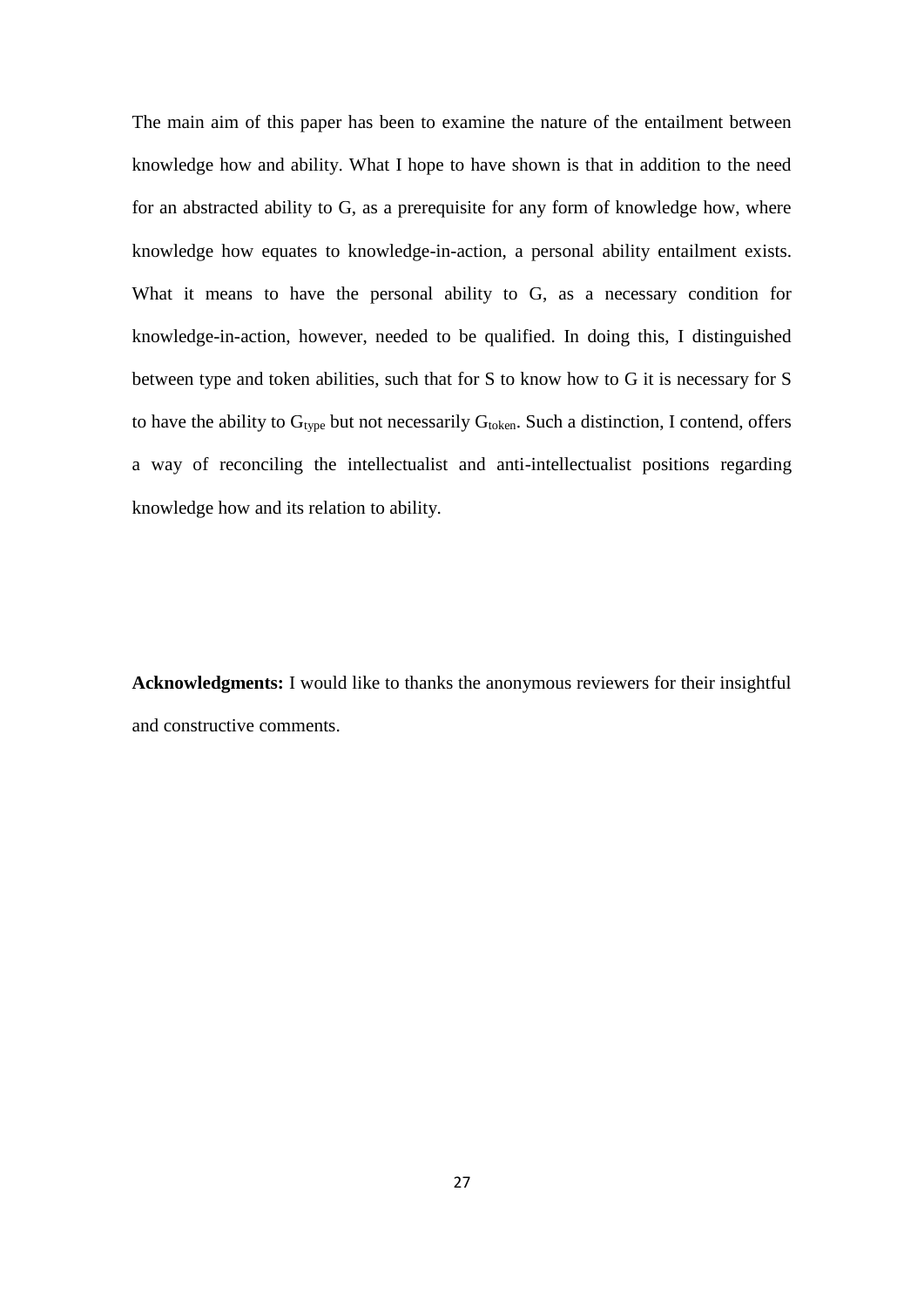The main aim of this paper has been to examine the nature of the entailment between knowledge how and ability. What I hope to have shown is that in addition to the need for an abstracted ability to G, as a prerequisite for any form of knowledge how, where knowledge how equates to knowledge-in-action, a personal ability entailment exists. What it means to have the personal ability to G, as a necessary condition for knowledge-in-action, however, needed to be qualified. In doing this, I distinguished between type and token abilities, such that for S to know how to G it is necessary for S to have the ability to $G_{type}$ but not necessarily $G_{token}$. Such a distinction, I contend, offers a way of reconciling the intellectualist and anti-intellectualist positions regarding knowledge how and its relation to ability.

**Acknowledgments:** I would like to thanks the anonymous reviewers for their insightful and constructive comments.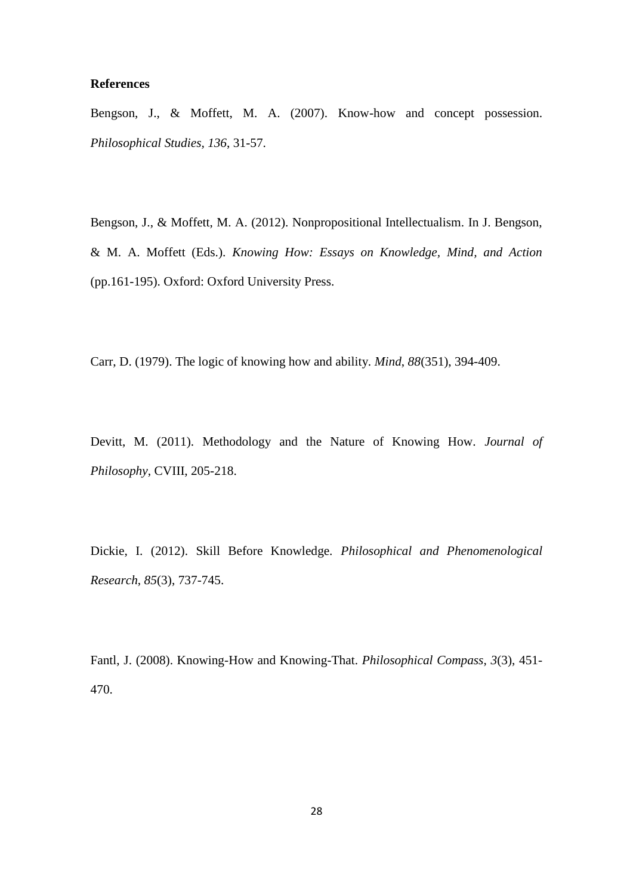**References**

Bengson, J., & Moffett, M. A. (2007). Know-how and concept possession. *Philosophical Studies*, *136*, 31-57.

Bengson, J., & Moffett, M. A. (2012). Nonpropositional Intellectualism. In J. Bengson, & M. A. Moffett (Eds.). *Knowing How: Essays on Knowledge, Mind, and Action* (pp.161-195). Oxford: Oxford University Press.

Carr, D. (1979). The logic of knowing how and ability. *Mind*, *88*(351), 394-409.

Devitt, M. (2011). Methodology and the Nature of Knowing How. *Journal of Philosophy*, CVIII, 205-218.

Dickie, I. (2012). Skill Before Knowledge. *Philosophical and Phenomenological Research*, *85*(3), 737-745.

Fantl, J. (2008). Knowing-How and Knowing-That. *Philosophical Compass*, *3*(3), 451-470.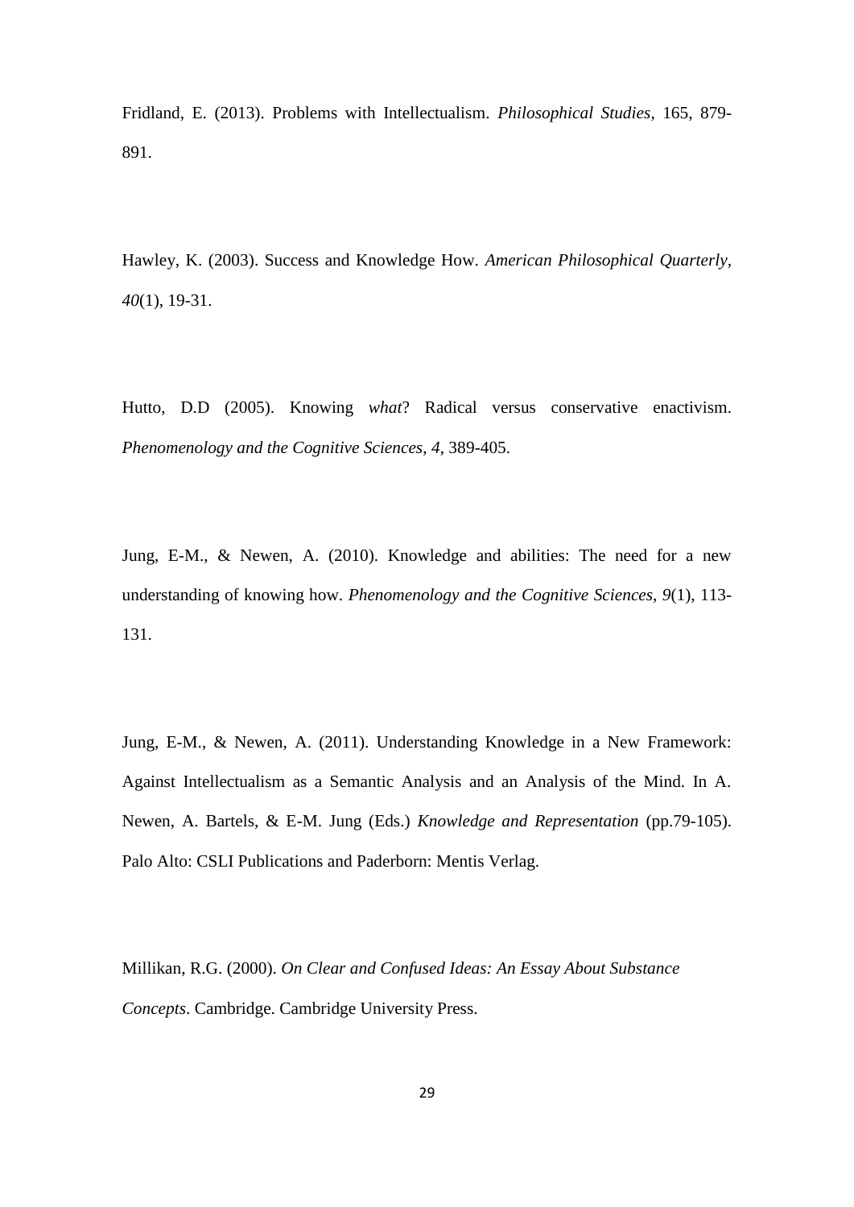Fridland, E. (2013). Problems with Intellectualism. *Philosophical Studies*, 165, 879-891.

Hawley, K. (2003). Success and Knowledge How. *American Philosophical Quarterly, 40*(1), 19-31.

Hutto, D.D (2005). Knowing *what*? Radical versus conservative enactivism. *Phenomenology and the Cognitive Sciences*, *4*, 389-405.

Jung, E-M., & Newen, A. (2010). Knowledge and abilities: The need for a new understanding of knowing how. *Phenomenology and the Cognitive Sciences*, *9*(1), 113-131.

Jung, E-M., & Newen, A. (2011). Understanding Knowledge in a New Framework: Against Intellectualism as a Semantic Analysis and an Analysis of the Mind. In A. Newen, A. Bartels, & E-M. Jung (Eds.) *Knowledge and Representation* (pp.79-105). Palo Alto: CSLI Publications and Paderborn: Mentis Verlag.

Millikan, R.G. (2000). *On Clear and Confused Ideas: An Essay About Substance Concepts*. Cambridge. Cambridge University Press.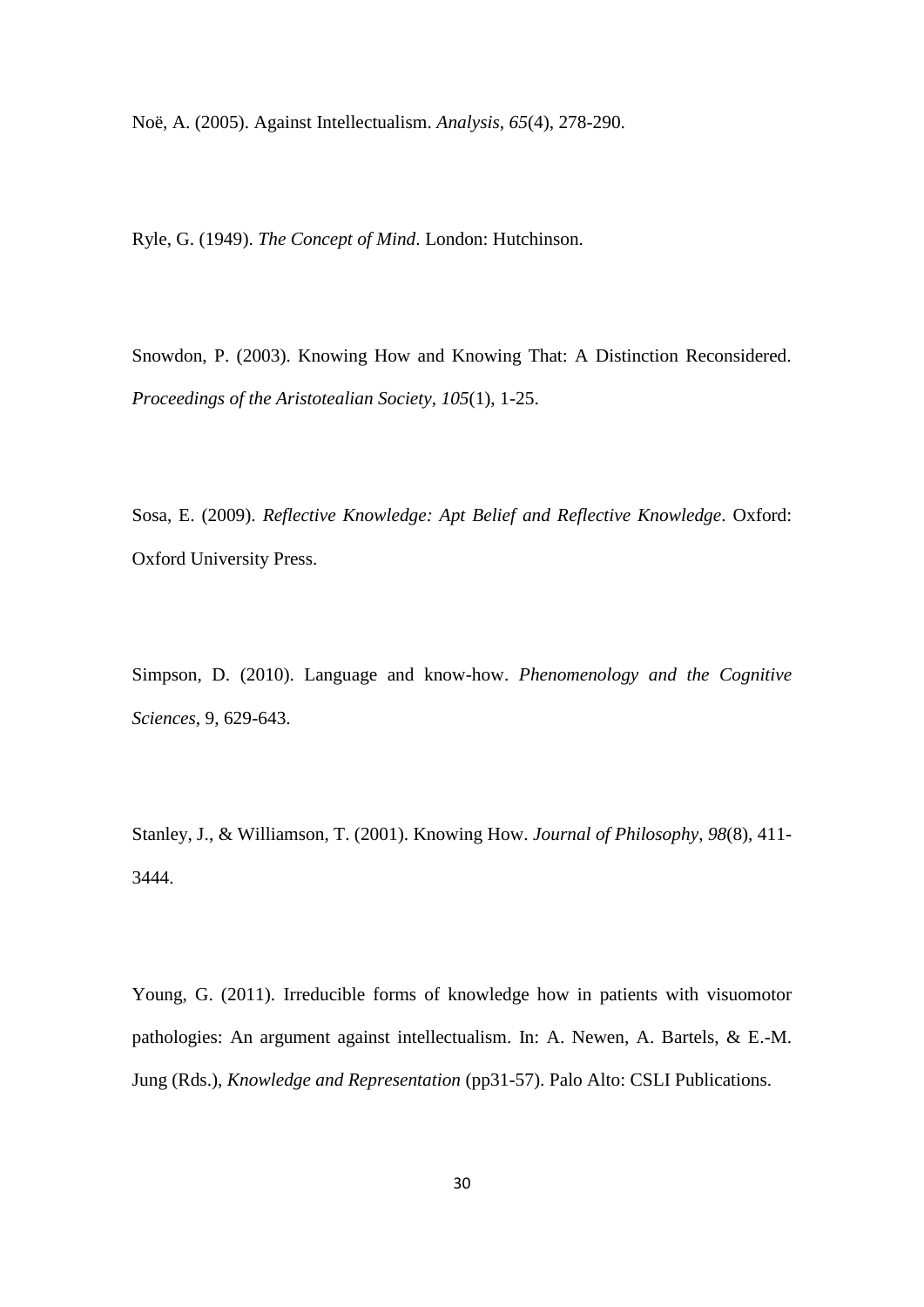Noë, A. (2005). Against Intellectualism. *Analysis*, *65*(4), 278-290.

Ryle, G. (1949). *The Concept of Mind*. London: Hutchinson.

Snowdon, P. (2003). Knowing How and Knowing That: A Distinction Reconsidered. *Proceedings of the Aristotealian Society, 105*(1), 1-25.

Sosa, E. (2009). *Reflective Knowledge: Apt Belief and Reflective Knowledge*. Oxford: Oxford University Press.

Simpson, D. (2010). Language and know-how. *Phenomenology and the Cognitive Sciences*, 9, 629-643.

Stanley, J., & Williamson, T. (2001). Knowing How. *Journal of Philosophy*, *98*(8), 411-3444.

Young, G. (2011). Irreducible forms of knowledge how in patients with visuomotor pathologies: An argument against intellectualism. In: A. Newen, A. Bartels, & E.-M. Jung (Rds.), *Knowledge and Representation* (pp31-57). Palo Alto: CSLI Publications.